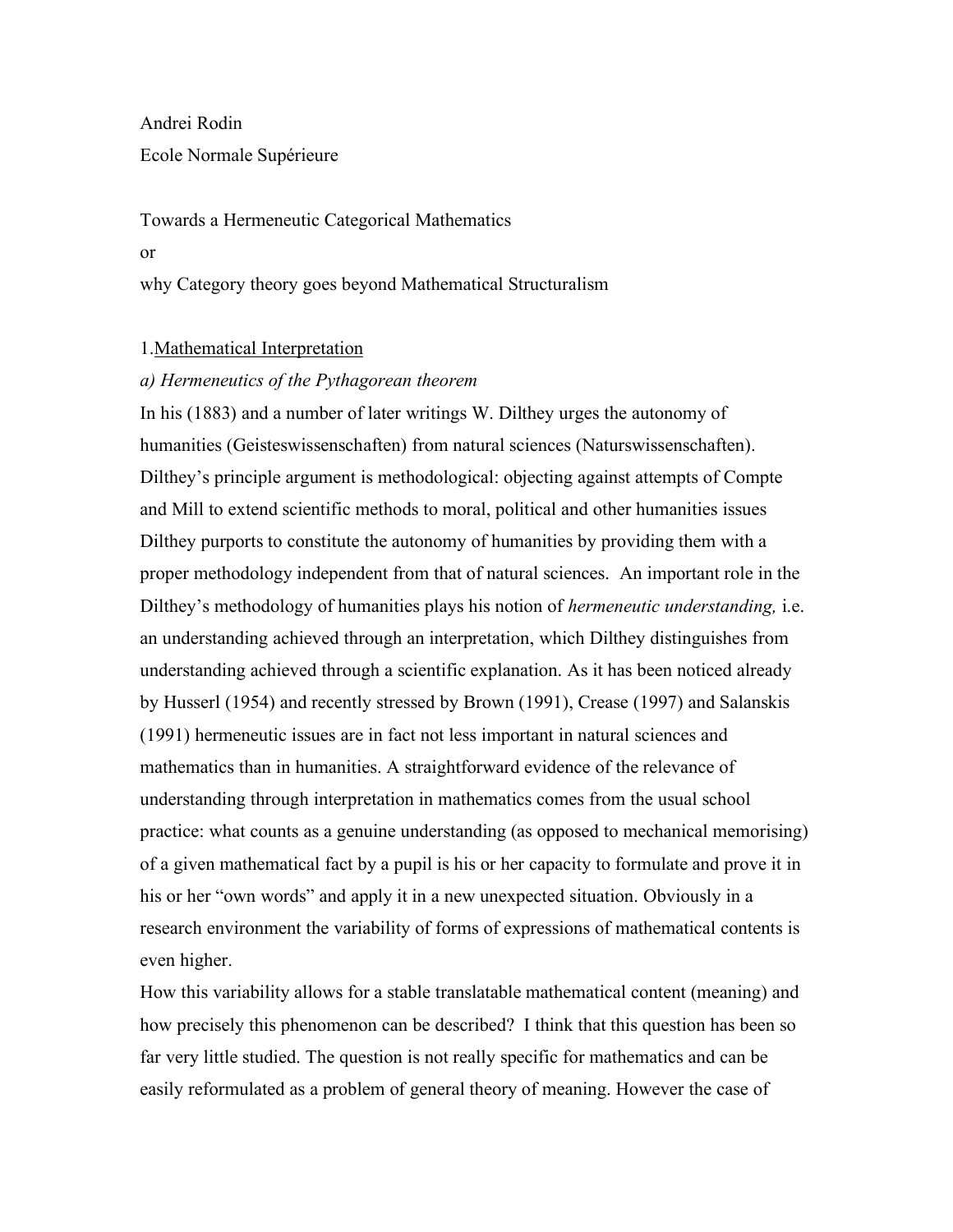Andrei Rodin

Ecole Normale Supérieure

# Towards a Hermeneutic Categorical Mathematics

or

why Category theory goes beyond Mathematical Structuralism

## 1. Mathematical Interpretation

### *a) Hermeneutics of the Pythagorean theorem*

In his (1883) and a number of later writings W. Dilthey urges the autonomy of humanities (Geisteswissenschaften) from natural sciences (Naturswissenschaften). Dilthey's principle argument is methodological: objecting against attempts of Compte and Mill to extend scientific methods to moral, political and other humanities issues Dilthey purports to constitute the autonomy of humanities by providing them with a proper methodology independent from that of natural sciences. An important role in the Dilthey's methodology of humanities plays his notion of *hermeneutic understanding,* i.e. an understanding achieved through an interpretation, which Dilthey distinguishes from understanding achieved through a scientific explanation. As it has been noticed already by Husserl (1954) and recently stressed by Brown (1991), Crease (1997) and Salanskis (1991) hermeneutic issues are in fact not less important in natural sciences and mathematics than in humanities. A straightforward evidence of the relevance of understanding through interpretation in mathematics comes from the usual school practice: what counts as a genuine understanding (as opposed to mechanical memorising) of a given mathematical fact by a pupil is his or her capacity to formulate and prove it in his or her "own words" and apply it in a new unexpected situation. Obviously in a research environment the variability of forms of expressions of mathematical contents is even higher.

How this variability allows for a stable translatable mathematical content (meaning) and how precisely this phenomenon can be described? I think that this question has been so far very little studied. The question is not really specific for mathematics and can be easily reformulated as a problem of general theory of meaning. However the case of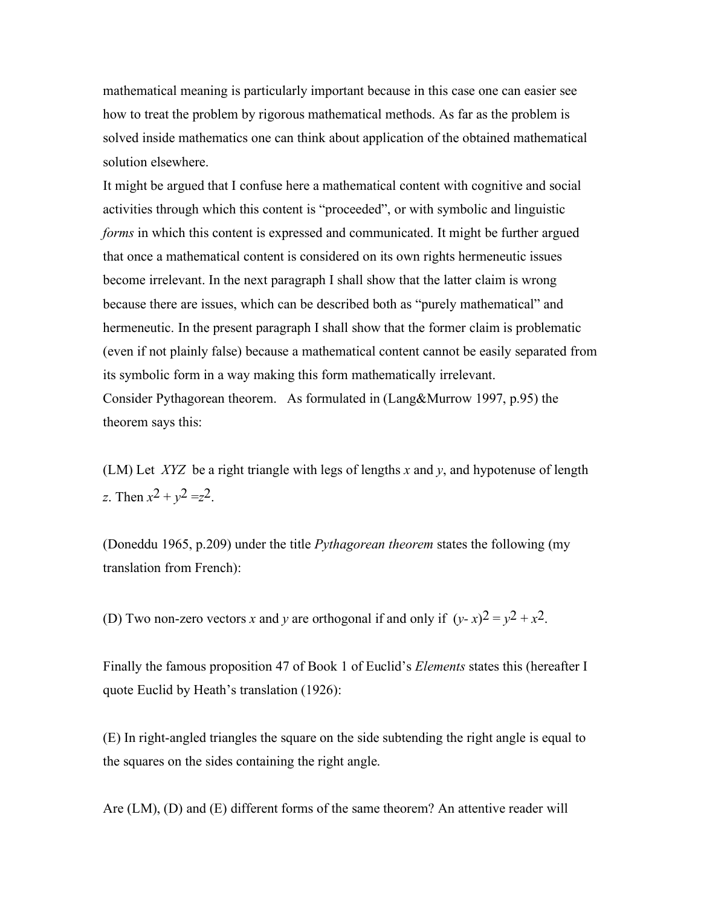mathematical meaning is particularly important because in this case one can easier see how to treat the problem by rigorous mathematical methods. As far as the problem is solved inside mathematics one can think about application of the obtained mathematical solution elsewhere.

It might be argued that I confuse here a mathematical content with cognitive and social activities through which this content is "proceeded", or with symbolic and linguistic *forms* in which this content is expressed and communicated. It might be further argued that once a mathematical content is considered on its own rights hermeneutic issues become irrelevant. In the next paragraph I shall show that the latter claim is wrong because there are issues, which can be described both as "purely mathematical" and hermeneutic. In the present paragraph I shall show that the former claim is problematic (even if not plainly false) because a mathematical content cannot be easily separated from its symbolic form in a way making this form mathematically irrelevant.

Consider Pythagorean theorem. As formulated in (Lang&Murrow 1997, p.95) the theorem says this:

(LM) Let $XYZ$ be a right triangle with legs of lengths $x$ and $y$, and hypotenuse of length $z$. Then $x^2 + y^2 = z^2$.

(Doneddu 1965, p.209) under the title *Pythagorean theorem* states the following (my translation from French):

(D) Two non-zero vectors $x$ and $y$ are orthogonal if and only if $(y - x)^2 = y^2 + x^2$.

Finally the famous proposition 47 of Book 1 of Euclid's *Elements* states this (hereafter I quote Euclid by Heath's translation (1926):

(E) In right-angled triangles the square on the side subtending the right angle is equal to the squares on the sides containing the right angle.

Are (LM), (D) and (E) different forms of the same theorem? An attentive reader will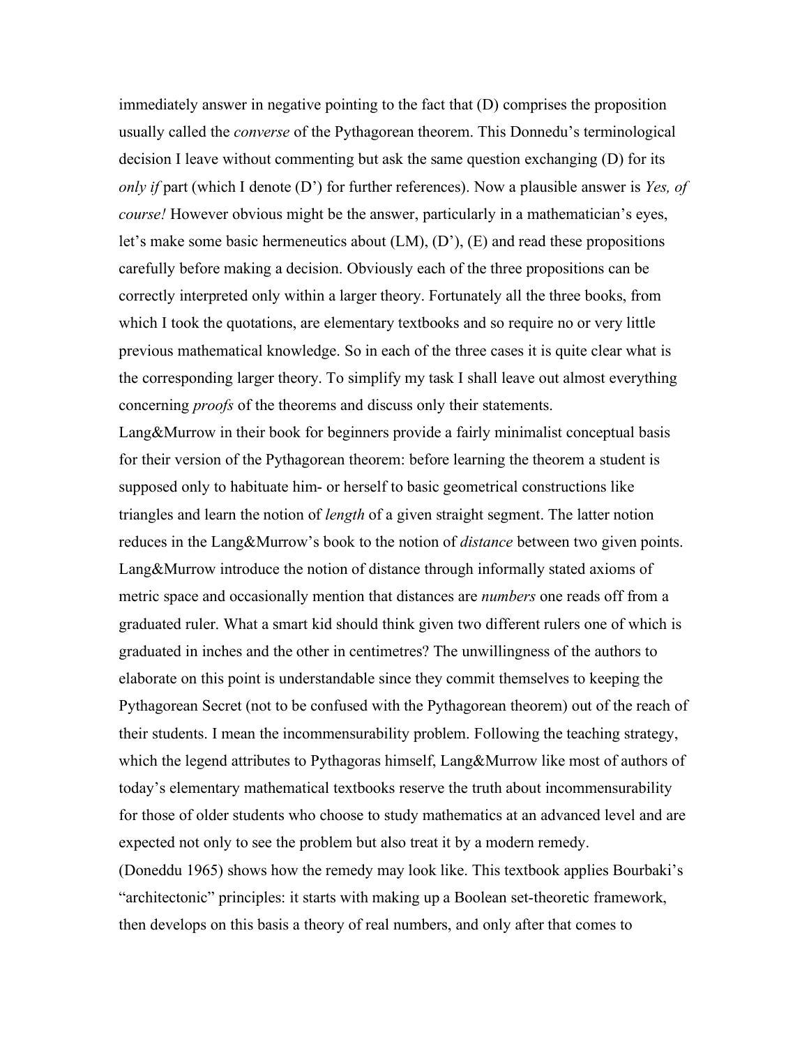immediately answer in negative pointing to the fact that (D) comprises the proposition usually called the *converse* of the Pythagorean theorem. This Donnedu's terminological decision I leave without commenting but ask the same question exchanging (D) for its *only if* part (which I denote (D') for further references). Now a plausible answer is *Yes, of course!* However obvious might be the answer, particularly in a mathematician's eyes, let's make some basic hermeneutics about (LM), (D'), (E) and read these propositions carefully before making a decision. Obviously each of the three propositions can be correctly interpreted only within a larger theory. Fortunately all the three books, from which I took the quotations, are elementary textbooks and so require no or very little previous mathematical knowledge. So in each of the three cases it is quite clear what is the corresponding larger theory. To simplify my task I shall leave out almost everything concerning *proofs* of the theorems and discuss only their statements.

Lang&Murrow in their book for beginners provide a fairly minimalist conceptual basis for their version of the Pythagorean theorem: before learning the theorem a student is supposed only to habituate him- or herself to basic geometrical constructions like triangles and learn the notion of *length* of a given straight segment. The latter notion reduces in the Lang&Murrow's book to the notion of *distance* between two given points. Lang&Murrow introduce the notion of distance through informally stated axioms of metric space and occasionally mention that distances are *numbers* one reads off from a graduated ruler. What a smart kid should think given two different rulers one of which is graduated in inches and the other in centimetres? The unwillingness of the authors to elaborate on this point is understandable since they commit themselves to keeping the Pythagorean Secret (not to be confused with the Pythagorean theorem) out of the reach of their students. I mean the incommensurability problem. Following the teaching strategy, which the legend attributes to Pythagoras himself, Lang&Murrow like most of authors of today's elementary mathematical textbooks reserve the truth about incommensurability for those of older students who choose to study mathematics at an advanced level and are expected not only to see the problem but also treat it by a modern remedy.

(Doneddu 1965) shows how the remedy may look like. This textbook applies Bourbaki's "architectonic" principles: it starts with making up a Boolean set-theoretic framework, then develops on this basis a theory of real numbers, and only after that comes to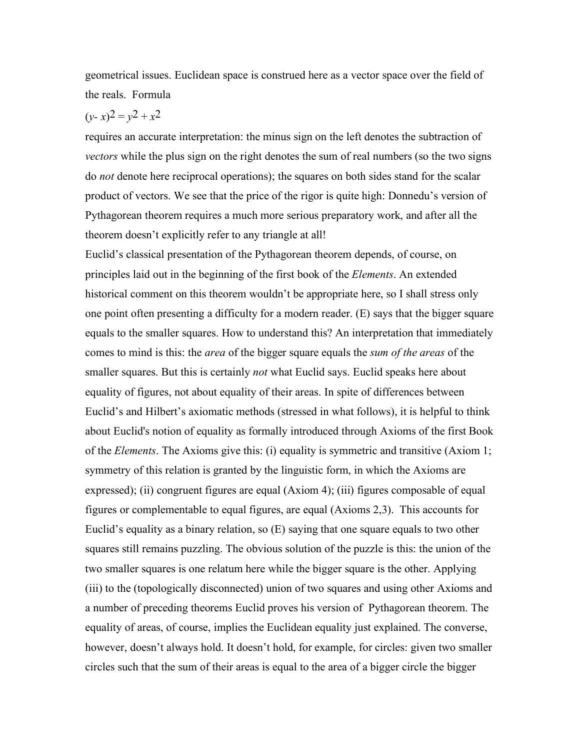geometrical issues. Euclidean space is construed here as a vector space over the field of the reals. Formula

$$(y - x)^2 = y^2 + x^2$$

requires an accurate interpretation: the minus sign on the left denotes the subtraction of *vectors* while the plus sign on the right denotes the sum of real numbers (so the two signs do *not* denote here reciprocal operations); the squares on both sides stand for the scalar product of vectors. We see that the price of the rigor is quite high: Donnedu's version of Pythagorean theorem requires a much more serious preparatory work, and after all the theorem doesn't explicitly refer to any triangle at all!

Euclid's classical presentation of the Pythagorean theorem depends, of course, on principles laid out in the beginning of the first book of the *Elements*. An extended historical comment on this theorem wouldn't be appropriate here, so I shall stress only one point often presenting a difficulty for a modern reader. (E) says that the bigger square equals to the smaller squares. How to understand this? An interpretation that immediately comes to mind is this: the *area* of the bigger square equals the *sum of the areas* of the smaller squares. But this is certainly *not* what Euclid says. Euclid speaks here about equality of figures, not about equality of their areas. In spite of differences between Euclid's and Hilbert's axiomatic methods (stressed in what follows), it is helpful to think about Euclid's notion of equality as formally introduced through Axioms of the first Book of the *Elements*. The Axioms give this: (i) equality is symmetric and transitive (Axiom 1; symmetry of this relation is granted by the linguistic form, in which the Axioms are expressed); (ii) congruent figures are equal (Axiom 4); (iii) figures composable of equal figures or complementable to equal figures, are equal (Axioms 2,3). This accounts for Euclid's equality as a binary relation, so (E) saying that one square equals to two other squares still remains puzzling. The obvious solution of the puzzle is this: the union of the two smaller squares is one relatum here while the bigger square is the other. Applying (iii) to the (topologically disconnected) union of two squares and using other Axioms and a number of preceding theorems Euclid proves his version of Pythagorean theorem. The equality of areas, of course, implies the Euclidean equality just explained. The converse, however, doesn't always hold. It doesn't hold, for example, for circles: given two smaller circles such that the sum of their areas is equal to the area of a bigger circle the bigger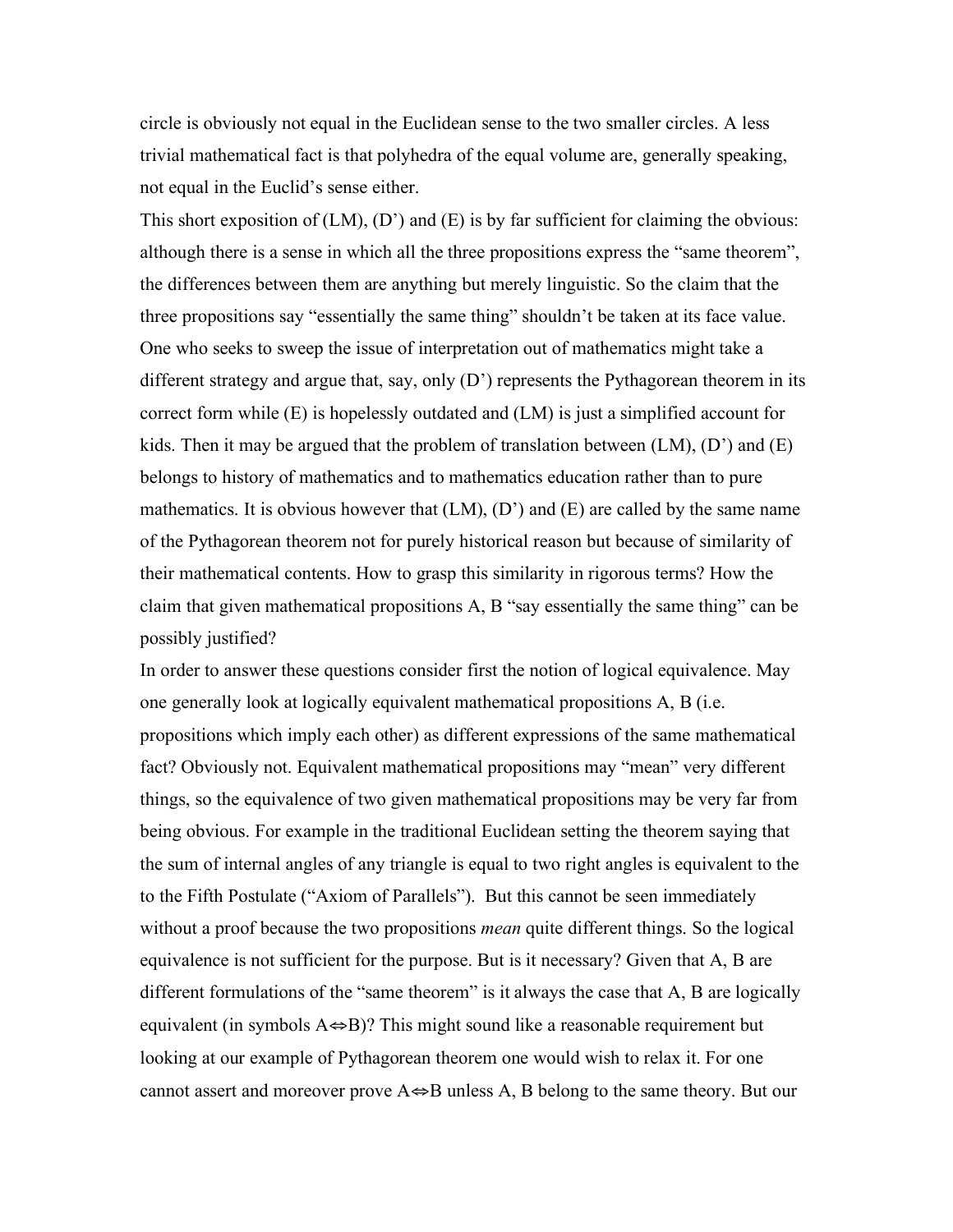circle is obviously not equal in the Euclidean sense to the two smaller circles. A less trivial mathematical fact is that polyhedra of the equal volume are, generally speaking, not equal in the Euclid's sense either.

This short exposition of (LM), (D') and (E) is by far sufficient for claiming the obvious: although there is a sense in which all the three propositions express the "same theorem", the differences between them are anything but merely linguistic. So the claim that the three propositions say "essentially the same thing" shouldn't be taken at its face value. One who seeks to sweep the issue of interpretation out of mathematics might take a different strategy and argue that, say, only (D') represents the Pythagorean theorem in its correct form while (E) is hopelessly outdated and (LM) is just a simplified account for kids. Then it may be argued that the problem of translation between (LM), (D') and (E) belongs to history of mathematics and to mathematics education rather than to pure mathematics. It is obvious however that (LM), (D') and (E) are called by the same name of the Pythagorean theorem not for purely historical reason but because of similarity of their mathematical contents. How to grasp this similarity in rigorous terms? How the claim that given mathematical propositions A, B "say essentially the same thing" can be possibly justified?

In order to answer these questions consider first the notion of logical equivalence. May one generally look at logically equivalent mathematical propositions A, B (i.e. propositions which imply each other) as different expressions of the same mathematical fact? Obviously not. Equivalent mathematical propositions may "mean" very different things, so the equivalence of two given mathematical propositions may be very far from being obvious. For example in the traditional Euclidean setting the theorem saying that the sum of internal angles of any triangle is equal to two right angles is equivalent to the to the Fifth Postulate ("Axiom of Parallels"). But this cannot be seen immediately without a proof because the two propositions *mean* quite different things. So the logical equivalence is not sufficient for the purpose. But is it necessary? Given that A, B are different formulations of the "same theorem" is it always the case that A, B are logically equivalent (in symbols $A \Leftrightarrow B$)? This might sound like a reasonable requirement but looking at our example of Pythagorean theorem one would wish to relax it. For one cannot assert and moreover prove $A \Leftrightarrow B$ unless A, B belong to the same theory. But our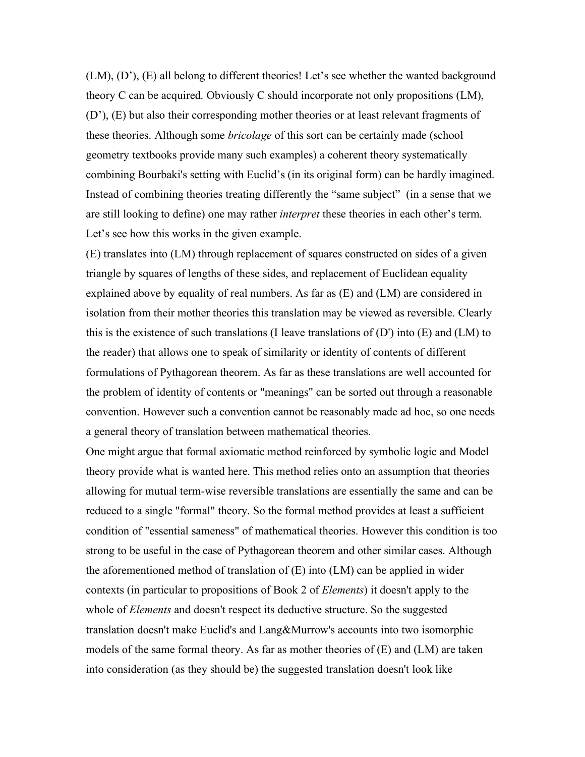(LM), (D'), (E) all belong to different theories! Let's see whether the wanted background theory C can be acquired. Obviously C should incorporate not only propositions (LM), (D'), (E) but also their corresponding mother theories or at least relevant fragments of these theories. Although some *bricolage* of this sort can be certainly made (school geometry textbooks provide many such examples) a coherent theory systematically combining Bourbaki's setting with Euclid's (in its original form) can be hardly imagined. Instead of combining theories treating differently the "same subject" (in a sense that we are still looking to define) one may rather *interpret* these theories in each other's term. Let's see how this works in the given example.

(E) translates into (LM) through replacement of squares constructed on sides of a given triangle by squares of lengths of these sides, and replacement of Euclidean equality explained above by equality of real numbers. As far as (E) and (LM) are considered in isolation from their mother theories this translation may be viewed as reversible. Clearly this is the existence of such translations (I leave translations of (D') into (E) and (LM) to the reader) that allows one to speak of similarity or identity of contents of different formulations of Pythagorean theorem. As far as these translations are well accounted for the problem of identity of contents or "meanings" can be sorted out through a reasonable convention. However such a convention cannot be reasonably made ad hoc, so one needs a general theory of translation between mathematical theories.

One might argue that formal axiomatic method reinforced by symbolic logic and Model theory provide what is wanted here. This method relies onto an assumption that theories allowing for mutual term-wise reversible translations are essentially the same and can be reduced to a single "formal" theory. So the formal method provides at least a sufficient condition of "essential sameness" of mathematical theories. However this condition is too strong to be useful in the case of Pythagorean theorem and other similar cases. Although the aforementioned method of translation of (E) into (LM) can be applied in wider contexts (in particular to propositions of Book 2 of *Elements*) it doesn't apply to the whole of *Elements* and doesn't respect its deductive structure. So the suggested translation doesn't make Euclid's and Lang&Murrow's accounts into two isomorphic models of the same formal theory. As far as mother theories of (E) and (LM) are taken into consideration (as they should be) the suggested translation doesn't look like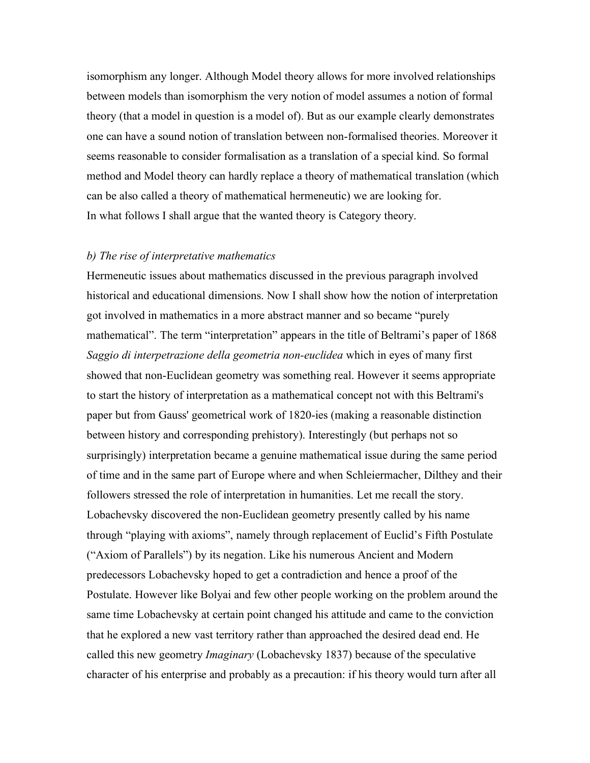isomorphism any longer. Although Model theory allows for more involved relationships between models than isomorphism the very notion of model assumes a notion of formal theory (that a model in question is a model of). But as our example clearly demonstrates one can have a sound notion of translation between non-formalised theories. Moreover it seems reasonable to consider formalisation as a translation of a special kind. So formal method and Model theory can hardly replace a theory of mathematical translation (which can be also called a theory of mathematical hermeneutic) we are looking for.

In what follows I shall argue that the wanted theory is Category theory.

### *b) The rise of interpretative mathematics*

Hermeneutic issues about mathematics discussed in the previous paragraph involved historical and educational dimensions. Now I shall show how the notion of interpretation got involved in mathematics in a more abstract manner and so became "purely mathematical". The term "interpretation" appears in the title of Beltrami's paper of 1868 *Saggio di interpetrazione della geometria non-euclidea* which in eyes of many first showed that non-Euclidean geometry was something real. However it seems appropriate to start the history of interpretation as a mathematical concept not with this Beltrami's paper but from Gauss' geometrical work of 1820-ies (making a reasonable distinction between history and corresponding prehistory). Interestingly (but perhaps not so surprisingly) interpretation became a genuine mathematical issue during the same period of time and in the same part of Europe where and when Schleiermacher, Dilthey and their followers stressed the role of interpretation in humanities. Let me recall the story. Lobachevsky discovered the non-Euclidean geometry presently called by his name through "playing with axioms", namely through replacement of Euclid's Fifth Postulate ("Axiom of Parallels") by its negation. Like his numerous Ancient and Modern predecessors Lobachevsky hoped to get a contradiction and hence a proof of the Postulate. However like Bolyai and few other people working on the problem around the same time Lobachevsky at certain point changed his attitude and came to the conviction that he explored a new vast territory rather than approached the desired dead end. He called this new geometry *Imaginary* (Lobachevsky 1837) because of the speculative character of his enterprise and probably as a precaution: if his theory would turn after all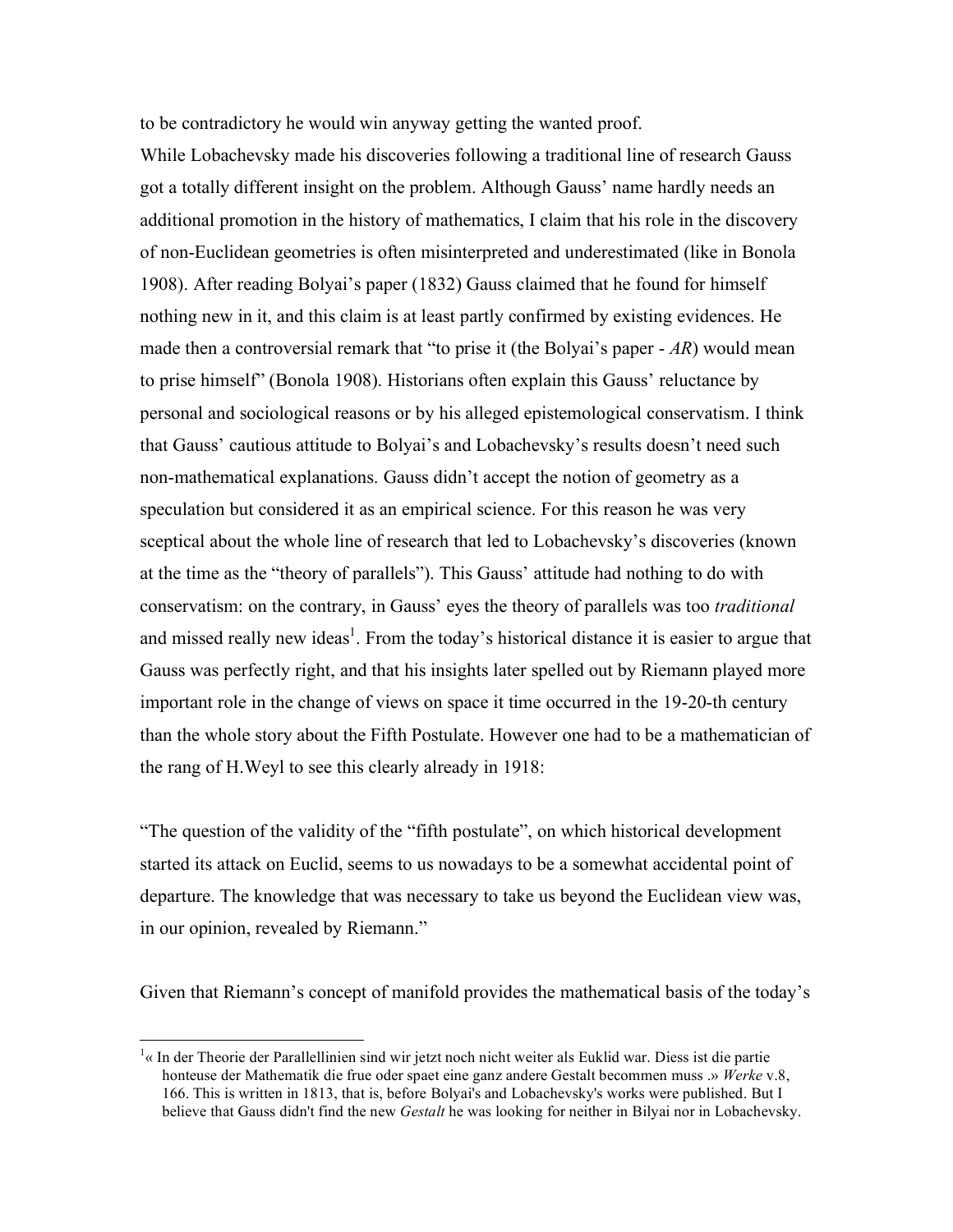to be contradictory he would win anyway getting the wanted proof.

While Lobachevsky made his discoveries following a traditional line of research Gauss got a totally different insight on the problem. Although Gauss' name hardly needs an additional promotion in the history of mathematics, I claim that his role in the discovery of non-Euclidean geometries is often misinterpreted and underestimated (like in Bonola 1908). After reading Bolyai's paper (1832) Gauss claimed that he found for himself nothing new in it, and this claim is at least partly confirmed by existing evidences. He made then a controversial remark that "to prise it (the Bolyai's paper - *AR*) would mean to prise himself" (Bonola 1908). Historians often explain this Gauss' reluctance by personal and sociological reasons or by his alleged epistemological conservatism. I think that Gauss' cautious attitude to Bolyai's and Lobachevsky's results doesn't need such non-mathematical explanations. Gauss didn't accept the notion of geometry as a speculation but considered it as an empirical science. For this reason he was very sceptical about the whole line of research that led to Lobachevsky's discoveries (known at the time as the "theory of parallels"). This Gauss' attitude had nothing to do with conservatism: on the contrary, in Gauss' eyes the theory of parallels was too *traditional* and missed really new ideas[1]. From the today's historical distance it is easier to argue that Gauss was perfectly right, and that his insights later spelled out by Riemann played more important role in the change of views on space it time occurred in the 19-20-th century than the whole story about the Fifth Postulate. However one had to be a mathematician of the rang of H.Weyl to see this clearly already in 1918:

"The question of the validity of the "fifth postulate", on which historical development started its attack on Euclid, seems to us nowadays to be a somewhat accidental point of departure. The knowledge that was necessary to take us beyond the Euclidean view was, in our opinion, revealed by Riemann."

Given that Riemann's concept of manifold provides the mathematical basis of the today's

---

[1]« In der Theorie der Parallellinien sind wir jetzt noch nicht weiter als Euklid war. Diess ist die partie honteuse der Mathematik die frue oder spaet eine ganz andere Gestalt becommen muss .» *Werke* v.8, 166. This is written in 1813, that is, before Bolyai's and Lobachevsky's works were published. But I believe that Gauss didn't find the new *Gestalt* he was looking for neither in Bilyai nor in Lobachevsky.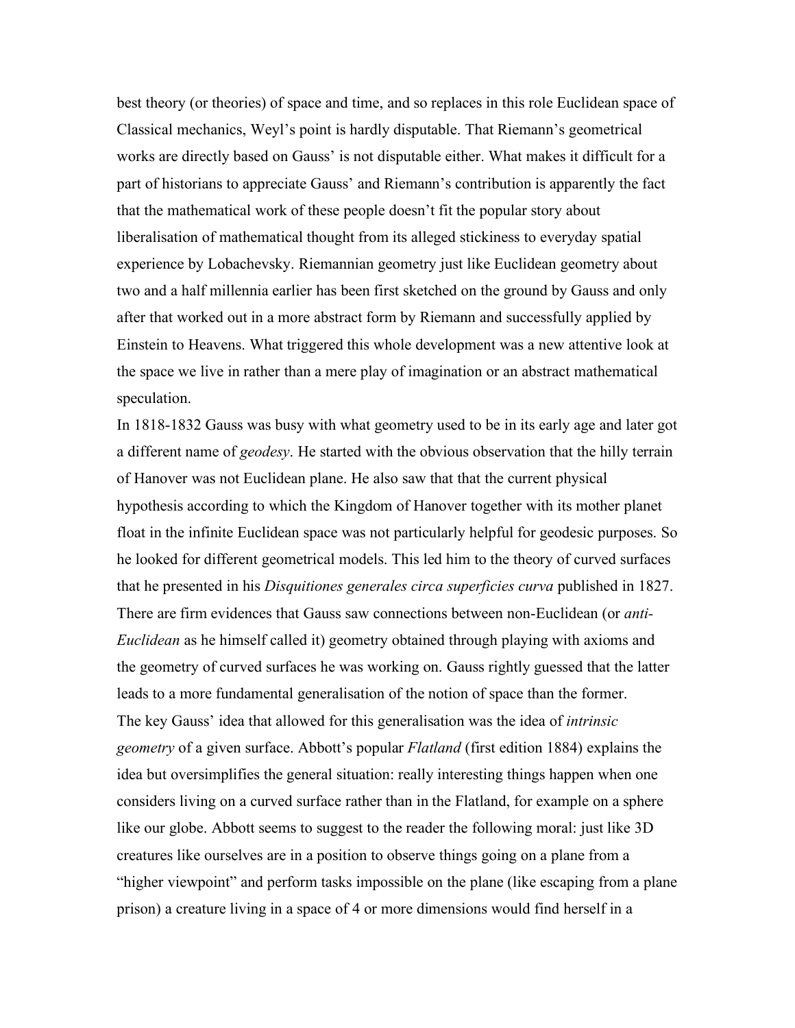best theory (or theories) of space and time, and so replaces in this role Euclidean space of Classical mechanics, Weyl's point is hardly disputable. That Riemann's geometrical works are directly based on Gauss' is not disputable either. What makes it difficult for a part of historians to appreciate Gauss' and Riemann's contribution is apparently the fact that the mathematical work of these people doesn't fit the popular story about liberalisation of mathematical thought from its alleged stickiness to everyday spatial experience by Lobachevsky. Riemannian geometry just like Euclidean geometry about two and a half millennia earlier has been first sketched on the ground by Gauss and only after that worked out in a more abstract form by Riemann and successfully applied by Einstein to Heavens. What triggered this whole development was a new attentive look at the space we live in rather than a mere play of imagination or an abstract mathematical speculation.

In 1818-1832 Gauss was busy with what geometry used to be in its early age and later got a different name of *geodesy*. He started with the obvious observation that the hilly terrain of Hanover was not Euclidean plane. He also saw that that the current physical hypothesis according to which the Kingdom of Hanover together with its mother planet float in the infinite Euclidean space was not particularly helpful for geodesic purposes. So he looked for different geometrical models. This led him to the theory of curved surfaces that he presented in his *Disquitiones generales circa superficies curva* published in 1827. There are firm evidences that Gauss saw connections between non-Euclidean (or *anti-Euclidean* as he himself called it) geometry obtained through playing with axioms and the geometry of curved surfaces he was working on. Gauss rightly guessed that the latter leads to a more fundamental generalisation of the notion of space than the former.

The key Gauss' idea that allowed for this generalisation was the idea of *intrinsic geometry* of a given surface. Abbott's popular *Flatland* (first edition 1884) explains the idea but oversimplifies the general situation: really interesting things happen when one considers living on a curved surface rather than in the Flatland, for example on a sphere like our globe. Abbott seems to suggest to the reader the following moral: just like 3D creatures like ourselves are in a position to observe things going on a plane from a "higher viewpoint" and perform tasks impossible on the plane (like escaping from a plane prison) a creature living in a space of 4 or more dimensions would find herself in a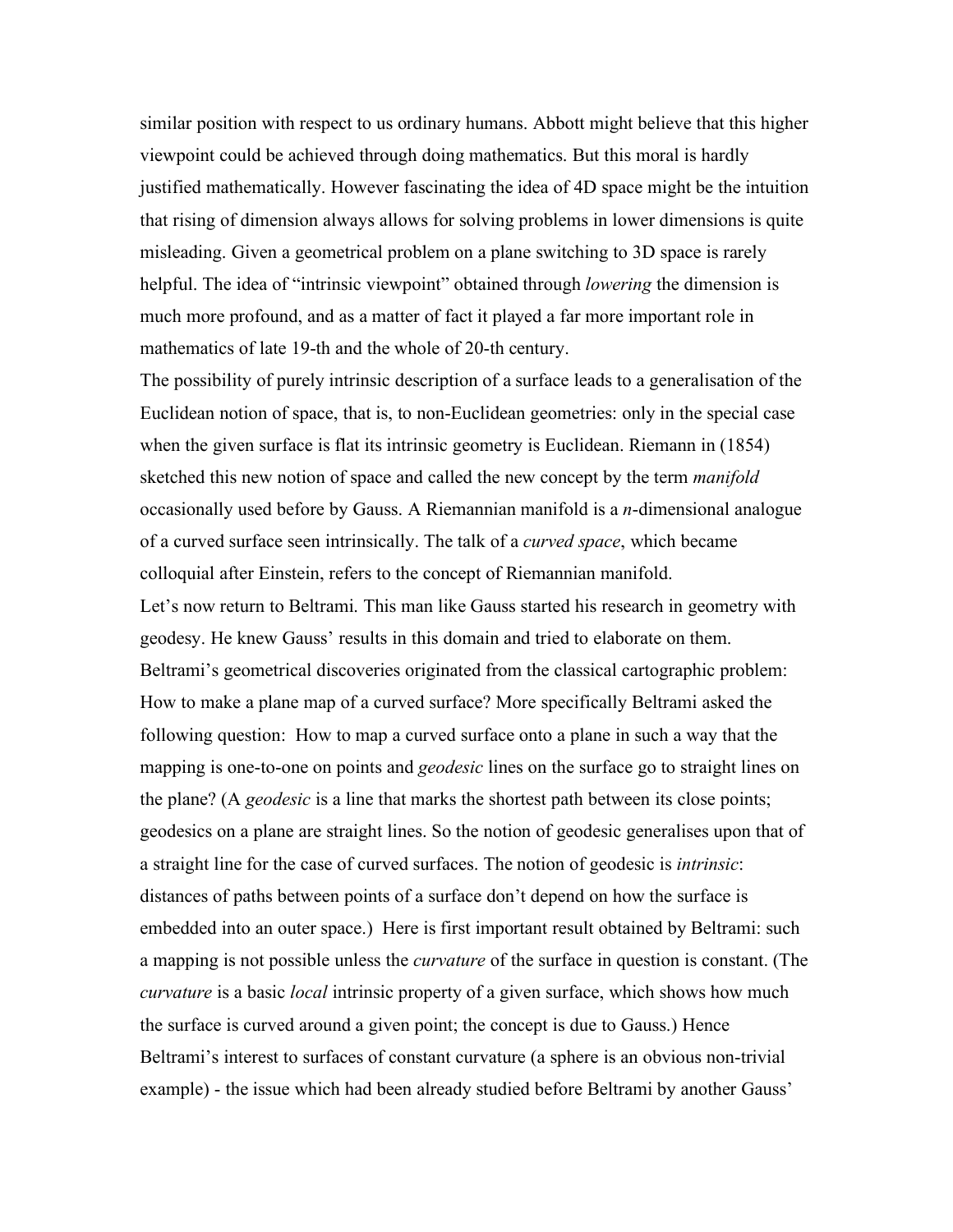similar position with respect to us ordinary humans. Abbott might believe that this higher viewpoint could be achieved through doing mathematics. But this moral is hardly justified mathematically. However fascinating the idea of 4D space might be the intuition that rising of dimension always allows for solving problems in lower dimensions is quite misleading. Given a geometrical problem on a plane switching to 3D space is rarely helpful. The idea of "intrinsic viewpoint" obtained through *lowering* the dimension is much more profound, and as a matter of fact it played a far more important role in mathematics of late 19-th and the whole of 20-th century.

The possibility of purely intrinsic description of a surface leads to a generalisation of the Euclidean notion of space, that is, to non-Euclidean geometries: only in the special case when the given surface is flat its intrinsic geometry is Euclidean. Riemann in (1854) sketched this new notion of space and called the new concept by the term *manifold* occasionally used before by Gauss. A Riemannian manifold is a *n*-dimensional analogue of a curved surface seen intrinsically. The talk of a *curved space*, which became colloquial after Einstein, refers to the concept of Riemannian manifold.

Let's now return to Beltrami. This man like Gauss started his research in geometry with geodesy. He knew Gauss' results in this domain and tried to elaborate on them. Beltrami's geometrical discoveries originated from the classical cartographic problem: How to make a plane map of a curved surface? More specifically Beltrami asked the following question: How to map a curved surface onto a plane in such a way that the mapping is one-to-one on points and *geodesic* lines on the surface go to straight lines on the plane? (A *geodesic* is a line that marks the shortest path between its close points; geodesics on a plane are straight lines. So the notion of geodesic generalises upon that of a straight line for the case of curved surfaces. The notion of geodesic is *intrinsic*: distances of paths between points of a surface don't depend on how the surface is embedded into an outer space.) Here is first important result obtained by Beltrami: such a mapping is not possible unless the *curvature* of the surface in question is constant. (The *curvature* is a basic *local* intrinsic property of a given surface, which shows how much the surface is curved around a given point; the concept is due to Gauss.) Hence Beltrami's interest to surfaces of constant curvature (a sphere is an obvious non-trivial example) - the issue which had been already studied before Beltrami by another Gauss'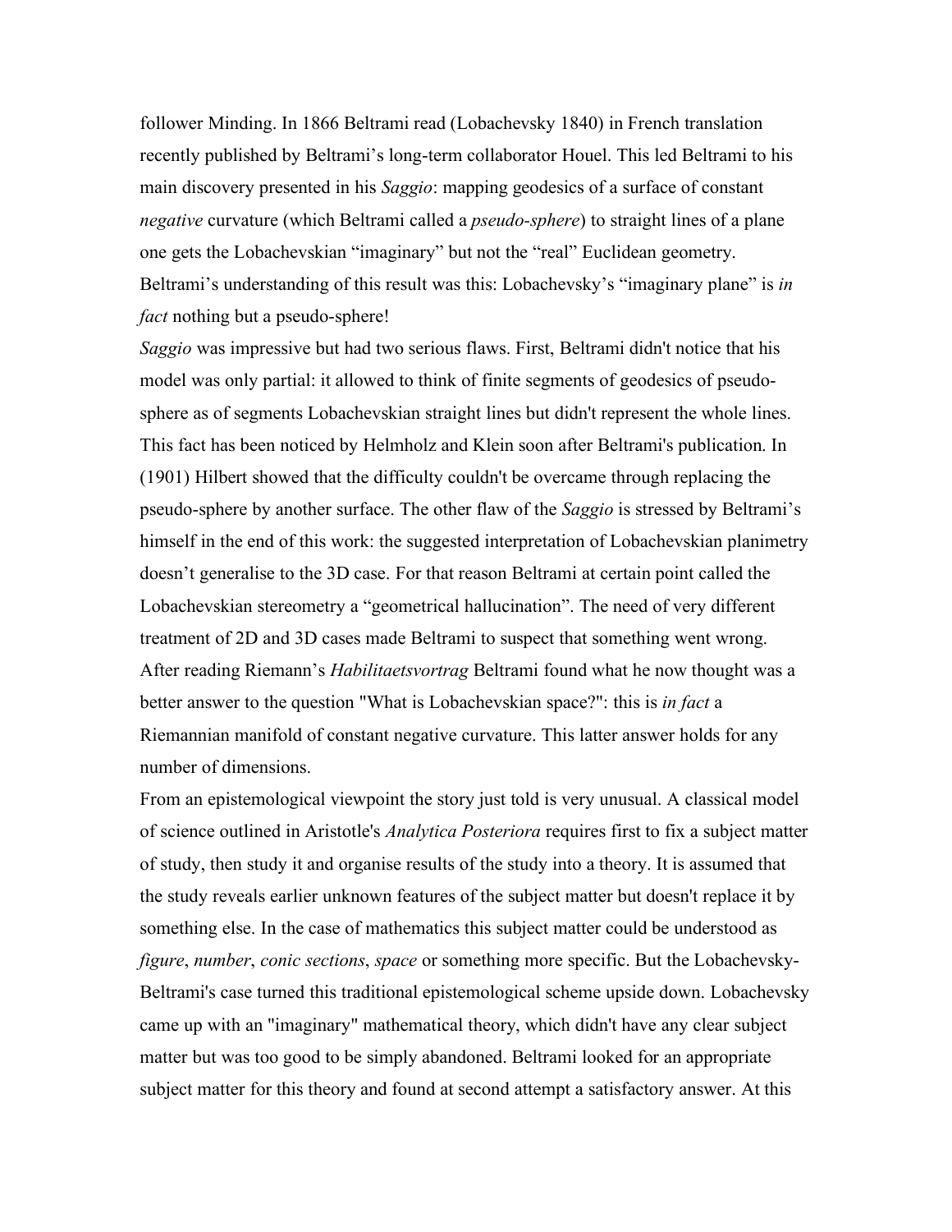follower Minding. In 1866 Beltrami read (Lobachevsky 1840) in French translation recently published by Beltrami's long-term collaborator Houel. This led Beltrami to his main discovery presented in his *Saggio*: mapping geodesics of a surface of constant *negative* curvature (which Beltrami called a *pseudo-sphere*) to straight lines of a plane one gets the Lobachevskian "imaginary" but not the "real" Euclidean geometry. Beltrami's understanding of this result was this: Lobachevsky's "imaginary plane" is *in fact* nothing but a pseudo-sphere!

*Saggio* was impressive but had two serious flaws. First, Beltrami didn't notice that his model was only partial: it allowed to think of finite segments of geodesics of pseudo-sphere as of segments Lobachevskian straight lines but didn't represent the whole lines. This fact has been noticed by Helmholz and Klein soon after Beltrami's publication. In (1901) Hilbert showed that the difficulty couldn't be overcame through replacing the pseudo-sphere by another surface. The other flaw of the *Saggio* is stressed by Beltrami's himself in the end of this work: the suggested interpretation of Lobachevskian planimetry doesn't generalise to the 3D case. For that reason Beltrami at certain point called the Lobachevskian stereometry a "geometrical hallucination". The need of very different treatment of 2D and 3D cases made Beltrami to suspect that something went wrong. After reading Riemann's *Habilitaetsvortrag* Beltrami found what he now thought was a better answer to the question "What is Lobachevskian space?": this is *in fact* a Riemannian manifold of constant negative curvature. This latter answer holds for any number of dimensions.

From an epistemological viewpoint the story just told is very unusual. A classical model of science outlined in Aristotle's *Analytica Posteriora* requires first to fix a subject matter of study, then study it and organise results of the study into a theory. It is assumed that the study reveals earlier unknown features of the subject matter but doesn't replace it by something else. In the case of mathematics this subject matter could be understood as *figure*, *number*, *conic sections*, *space* or something more specific. But the Lobachevsky-Beltrami's case turned this traditional epistemological scheme upside down. Lobachevsky came up with an "imaginary" mathematical theory, which didn't have any clear subject matter but was too good to be simply abandoned. Beltrami looked for an appropriate subject matter for this theory and found at second attempt a satisfactory answer. At this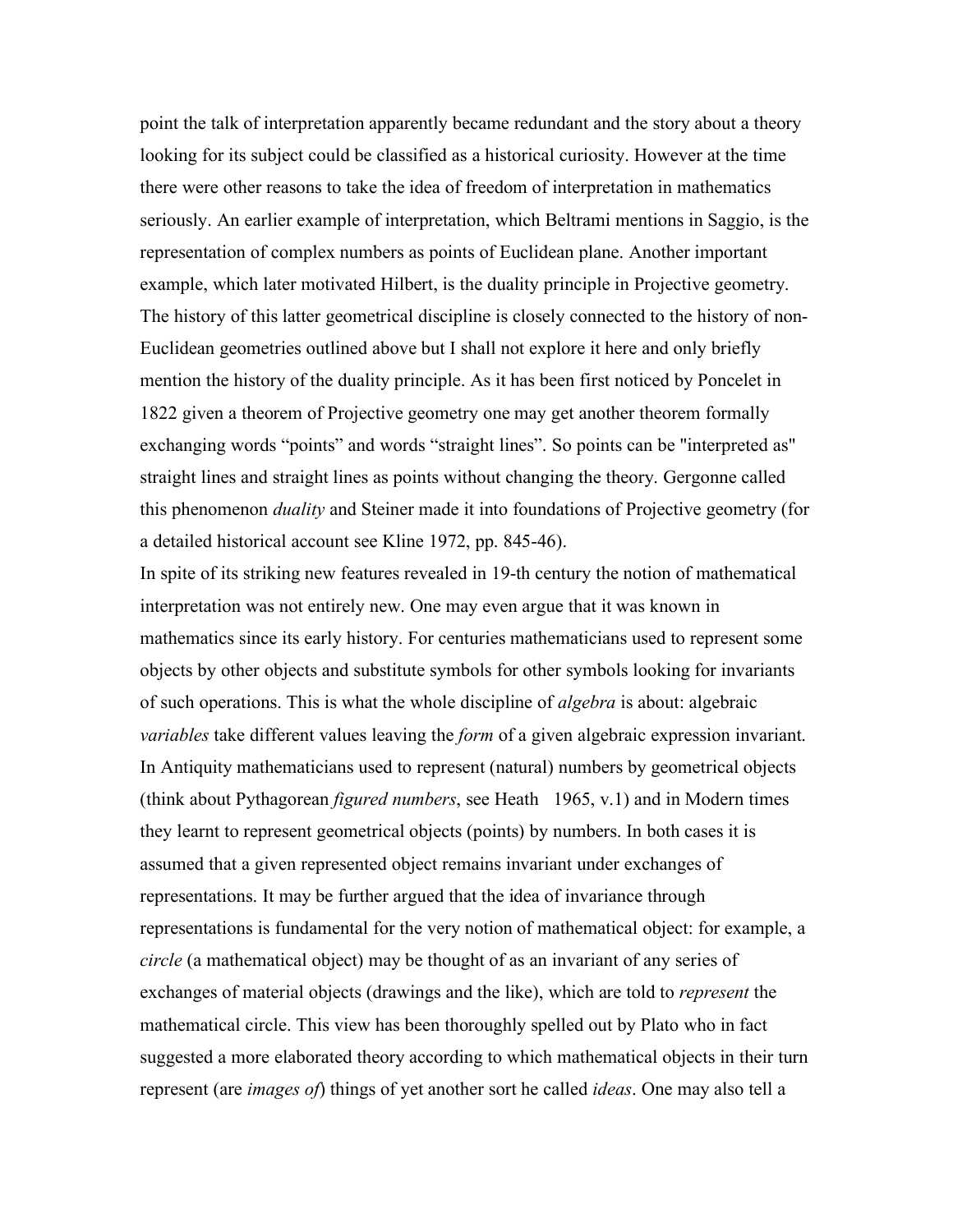point the talk of interpretation apparently became redundant and the story about a theory looking for its subject could be classified as a historical curiosity. However at the time there were other reasons to take the idea of freedom of interpretation in mathematics seriously. An earlier example of interpretation, which Beltrami mentions in Saggio, is the representation of complex numbers as points of Euclidean plane. Another important example, which later motivated Hilbert, is the duality principle in Projective geometry. The history of this latter geometrical discipline is closely connected to the history of non-Euclidean geometries outlined above but I shall not explore it here and only briefly mention the history of the duality principle. As it has been first noticed by Poncelet in 1822 given a theorem of Projective geometry one may get another theorem formally exchanging words "points" and words "straight lines". So points can be "interpreted as" straight lines and straight lines as points without changing the theory. Gergonne called this phenomenon *duality* and Steiner made it into foundations of Projective geometry (for a detailed historical account see Kline 1972, pp. 845-46).

In spite of its striking new features revealed in 19-th century the notion of mathematical interpretation was not entirely new. One may even argue that it was known in mathematics since its early history. For centuries mathematicians used to represent some objects by other objects and substitute symbols for other symbols looking for invariants of such operations. This is what the whole discipline of *algebra* is about: algebraic *variables* take different values leaving the *form* of a given algebraic expression invariant. In Antiquity mathematicians used to represent (natural) numbers by geometrical objects (think about Pythagorean *figured numbers*, see Heath 1965, v.1) and in Modern times they learnt to represent geometrical objects (points) by numbers. In both cases it is assumed that a given represented object remains invariant under exchanges of representations. It may be further argued that the idea of invariance through representations is fundamental for the very notion of mathematical object: for example, a *circle* (a mathematical object) may be thought of as an invariant of any series of exchanges of material objects (drawings and the like), which are told to *represent* the mathematical circle. This view has been thoroughly spelled out by Plato who in fact suggested a more elaborated theory according to which mathematical objects in their turn represent (are *images of*) things of yet another sort he called *ideas*. One may also tell a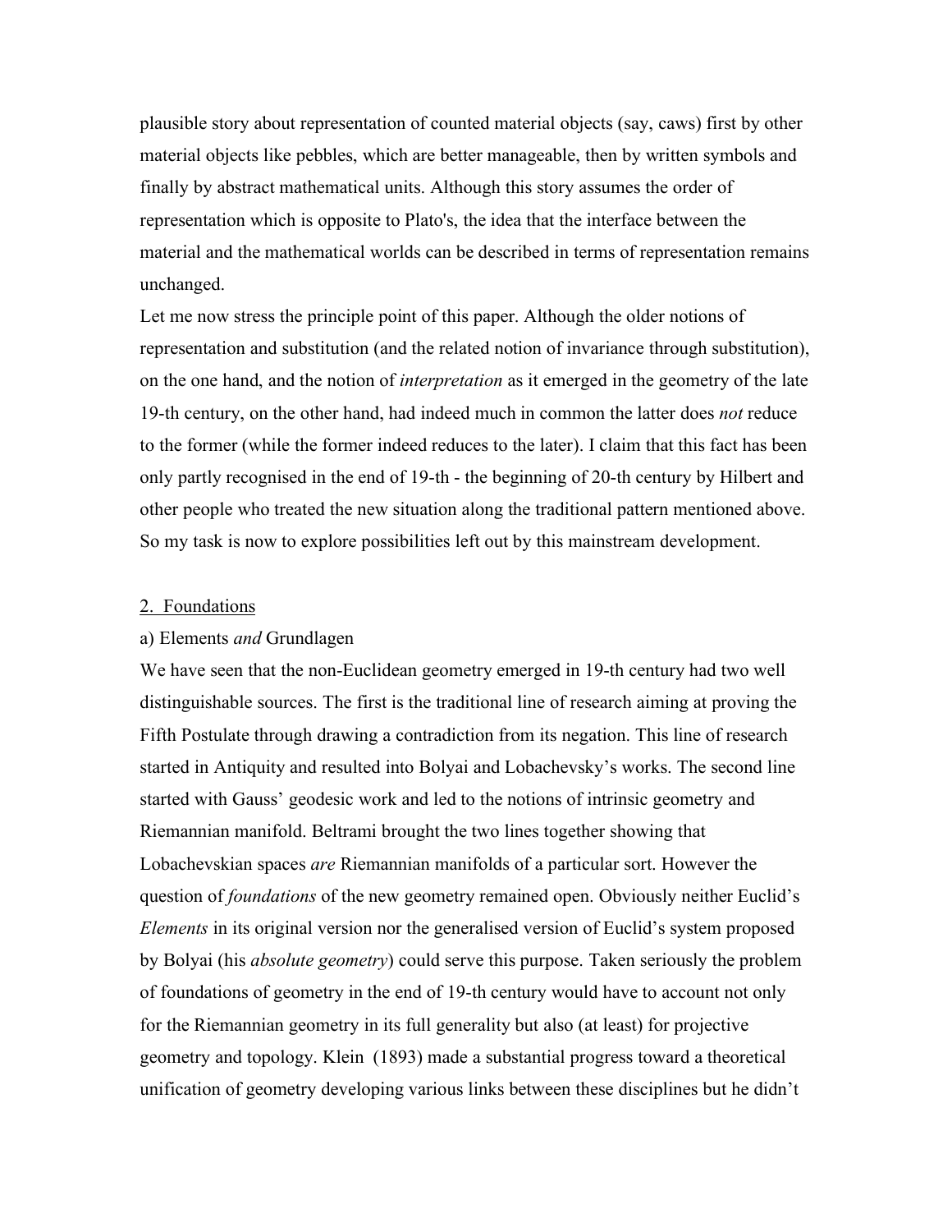plausible story about representation of counted material objects (say, caws) first by other material objects like pebbles, which are better manageable, then by written symbols and finally by abstract mathematical units. Although this story assumes the order of representation which is opposite to Plato's, the idea that the interface between the material and the mathematical worlds can be described in terms of representation remains unchanged.

Let me now stress the principle point of this paper. Although the older notions of representation and substitution (and the related notion of invariance through substitution), on the one hand, and the notion of *interpretation* as it emerged in the geometry of the late 19-th century, on the other hand, had indeed much in common the latter does *not* reduce to the former (while the former indeed reduces to the later). I claim that this fact has been only partly recognised in the end of 19-th - the beginning of 20-th century by Hilbert and other people who treated the new situation along the traditional pattern mentioned above. So my task is now to explore possibilities left out by this mainstream development.

## 2. Foundations

### a) Elements *and* Grundlagen

We have seen that the non-Euclidean geometry emerged in 19-th century had two well distinguishable sources. The first is the traditional line of research aiming at proving the Fifth Postulate through drawing a contradiction from its negation. This line of research started in Antiquity and resulted into Bolyai and Lobachevsky's works. The second line started with Gauss' geodesic work and led to the notions of intrinsic geometry and Riemannian manifold. Beltrami brought the two lines together showing that Lobachevskian spaces *are* Riemannian manifolds of a particular sort. However the question of *foundations* of the new geometry remained open. Obviously neither Euclid's *Elements* in its original version nor the generalised version of Euclid's system proposed by Bolyai (his *absolute geometry*) could serve this purpose. Taken seriously the problem of foundations of geometry in the end of 19-th century would have to account not only for the Riemannian geometry in its full generality but also (at least) for projective geometry and topology. Klein (1893) made a substantial progress toward a theoretical unification of geometry developing various links between these disciplines but he didn't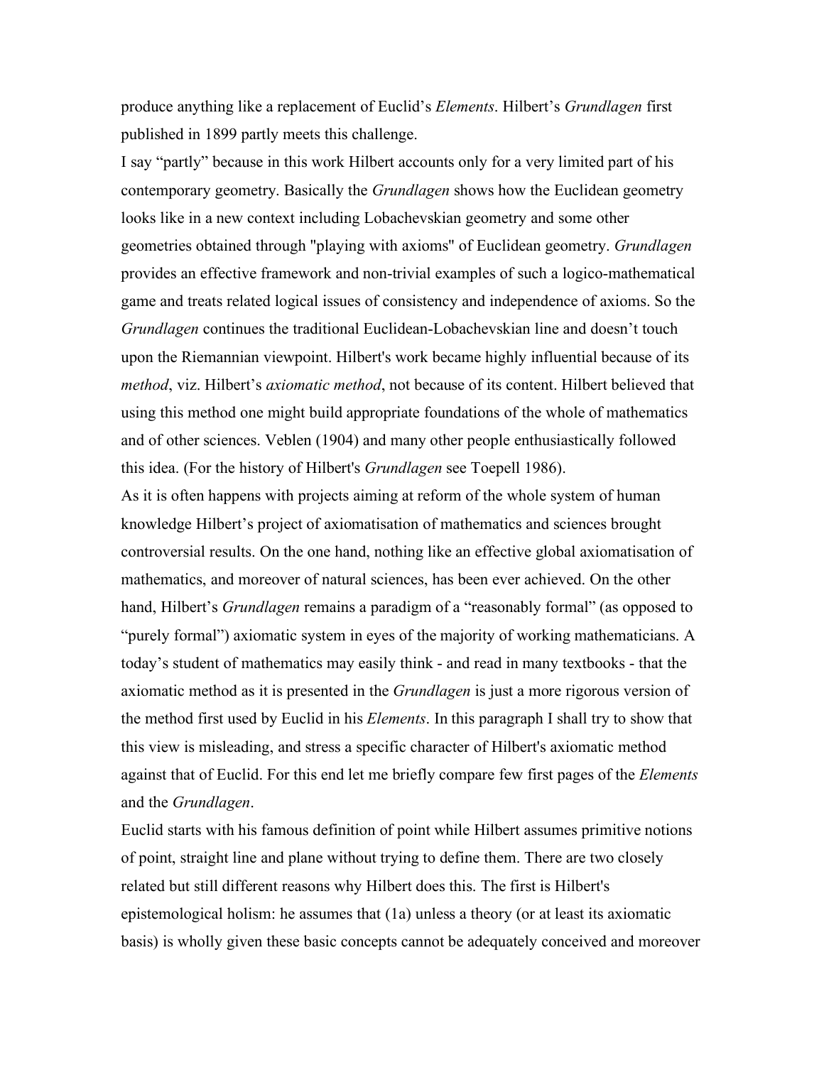produce anything like a replacement of Euclid's *Elements*. Hilbert's *Grundlagen* first published in 1899 partly meets this challenge.

I say "partly" because in this work Hilbert accounts only for a very limited part of his contemporary geometry. Basically the *Grundlagen* shows how the Euclidean geometry looks like in a new context including Lobachevskian geometry and some other geometries obtained through "playing with axioms" of Euclidean geometry. *Grundlagen* provides an effective framework and non-trivial examples of such a logico-mathematical game and treats related logical issues of consistency and independence of axioms. So the *Grundlagen* continues the traditional Euclidean-Lobachevskian line and doesn't touch upon the Riemannian viewpoint. Hilbert's work became highly influential because of its *method*, viz. Hilbert's *axiomatic method*, not because of its content. Hilbert believed that using this method one might build appropriate foundations of the whole of mathematics and of other sciences. Veblen (1904) and many other people enthusiastically followed this idea. (For the history of Hilbert's *Grundlagen* see Toepell 1986).

As it is often happens with projects aiming at reform of the whole system of human knowledge Hilbert's project of axiomatisation of mathematics and sciences brought controversial results. On the one hand, nothing like an effective global axiomatisation of mathematics, and moreover of natural sciences, has been ever achieved. On the other hand, Hilbert's *Grundlagen* remains a paradigm of a "reasonably formal" (as opposed to "purely formal") axiomatic system in eyes of the majority of working mathematicians. A today's student of mathematics may easily think - and read in many textbooks - that the axiomatic method as it is presented in the *Grundlagen* is just a more rigorous version of the method first used by Euclid in his *Elements*. In this paragraph I shall try to show that this view is misleading, and stress a specific character of Hilbert's axiomatic method against that of Euclid. For this end let me briefly compare few first pages of the *Elements* and the *Grundlagen*.

Euclid starts with his famous definition of point while Hilbert assumes primitive notions of point, straight line and plane without trying to define them. There are two closely related but still different reasons why Hilbert does this. The first is Hilbert's epistemological holism: he assumes that (1a) unless a theory (or at least its axiomatic basis) is wholly given these basic concepts cannot be adequately conceived and moreover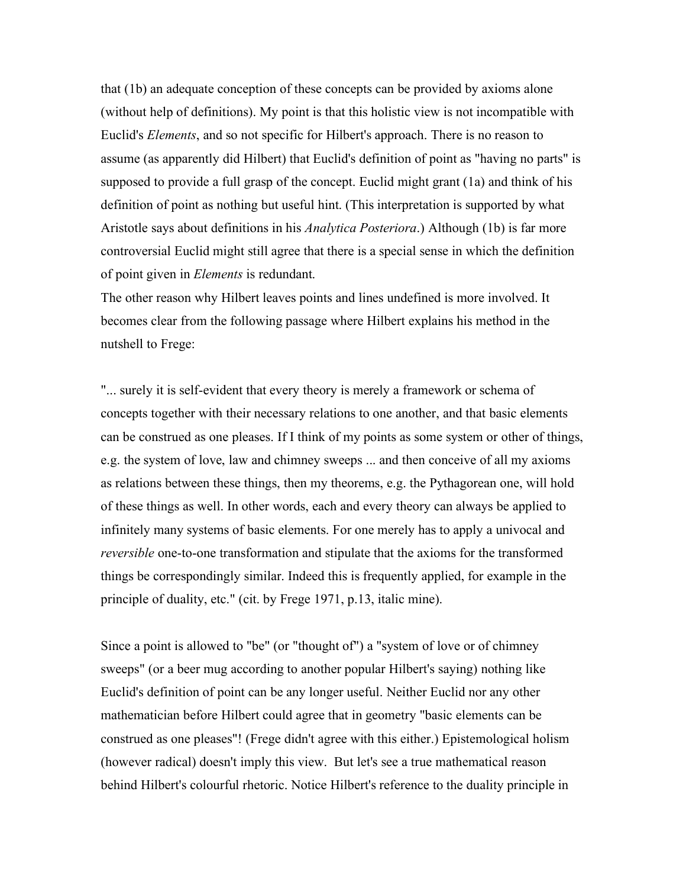that (1b) an adequate conception of these concepts can be provided by axioms alone (without help of definitions). My point is that this holistic view is not incompatible with Euclid's *Elements*, and so not specific for Hilbert's approach. There is no reason to assume (as apparently did Hilbert) that Euclid's definition of point as "having no parts" is supposed to provide a full grasp of the concept. Euclid might grant (1a) and think of his definition of point as nothing but useful hint. (This interpretation is supported by what Aristotle says about definitions in his *Analytica Posteriora*.) Although (1b) is far more controversial Euclid might still agree that there is a special sense in which the definition of point given in *Elements* is redundant.

The other reason why Hilbert leaves points and lines undefined is more involved. It becomes clear from the following passage where Hilbert explains his method in the nutshell to Frege:

"... surely it is self-evident that every theory is merely a framework or schema of concepts together with their necessary relations to one another, and that basic elements can be construed as one pleases. If I think of my points as some system or other of things, e.g. the system of love, law and chimney sweeps ... and then conceive of all my axioms as relations between these things, then my theorems, e.g. the Pythagorean one, will hold of these things as well. In other words, each and every theory can always be applied to infinitely many systems of basic elements. For one merely has to apply a univocal and *reversible* one-to-one transformation and stipulate that the axioms for the transformed things be correspondingly similar. Indeed this is frequently applied, for example in the principle of duality, etc." (cit. by Frege 1971, p.13, italic mine).

Since a point is allowed to "be" (or "thought of") a "system of love or of chimney sweeps" (or a beer mug according to another popular Hilbert's saying) nothing like Euclid's definition of point can be any longer useful. Neither Euclid nor any other mathematician before Hilbert could agree that in geometry "basic elements can be construed as one pleases"! (Frege didn't agree with this either.) Epistemological holism (however radical) doesn't imply this view. But let's see a true mathematical reason behind Hilbert's colourful rhetoric. Notice Hilbert's reference to the duality principle in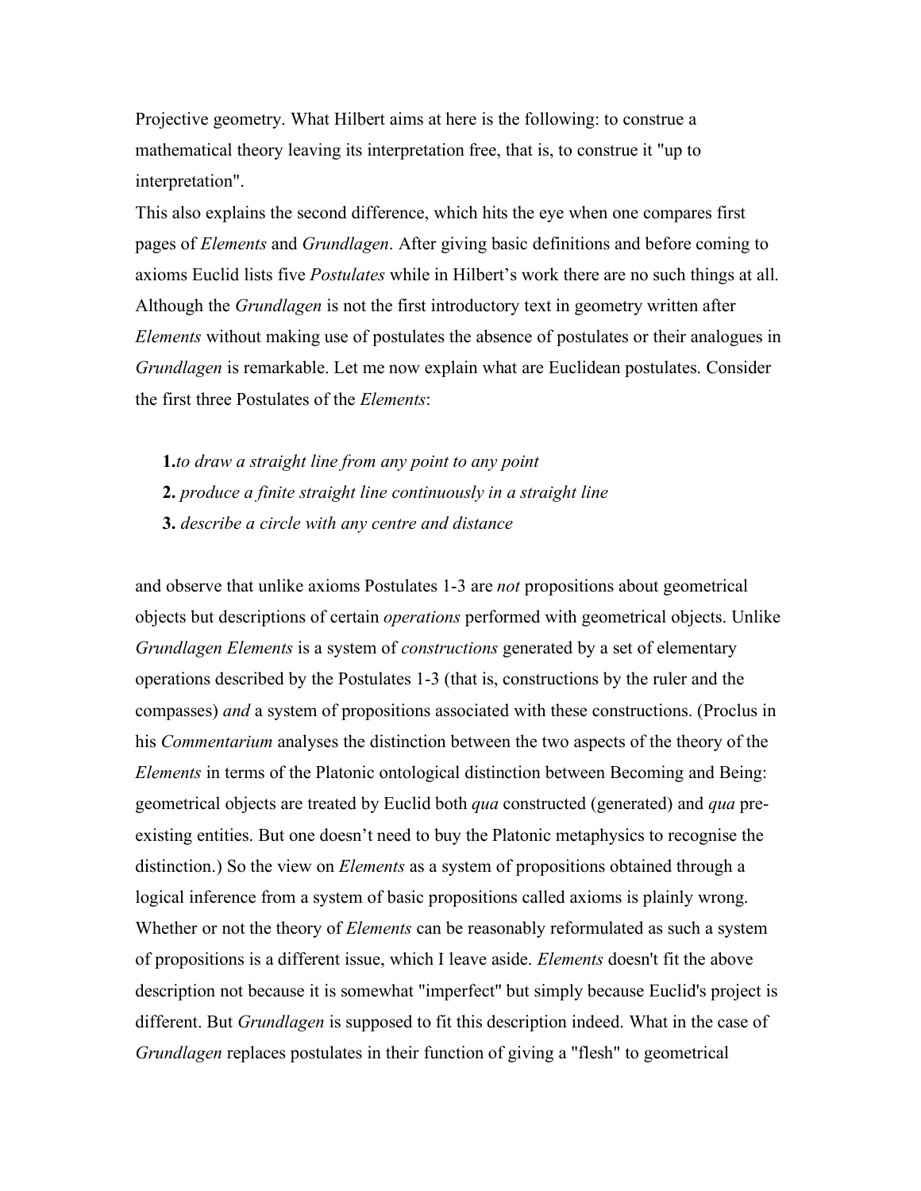Projective geometry. What Hilbert aims at here is the following: to construe a mathematical theory leaving its interpretation free, that is, to construe it "up to interpretation".

This also explains the second difference, which hits the eye when one compares first pages of *Elements* and *Grundlagen*. After giving basic definitions and before coming to axioms Euclid lists five *Postulates* while in Hilbert's work there are no such things at all. Although the *Grundlagen* is not the first introductory text in geometry written after *Elements* without making use of postulates the absence of postulates or their analogues in *Grundlagen* is remarkable. Let me now explain what are Euclidean postulates. Consider the first three Postulates of the *Elements*:

**1.** *to draw a straight line from any point to any point*

**2.** *produce a finite straight line continuously in a straight line*

**3.** *describe a circle with any centre and distance*

and observe that unlike axioms Postulates 1-3 are *not* propositions about geometrical objects but descriptions of certain *operations* performed with geometrical objects. Unlike *Grundlagen Elements* is a system of *constructions* generated by a set of elementary operations described by the Postulates 1-3 (that is, constructions by the ruler and the compasses) *and* a system of propositions associated with these constructions. (Proclus in his *Commentarium* analyses the distinction between the two aspects of the theory of the *Elements* in terms of the Platonic ontological distinction between Becoming and Being: geometrical objects are treated by Euclid both *qua* constructed (generated) and *qua* pre-existing entities. But one doesn't need to buy the Platonic metaphysics to recognise the distinction.) So the view on *Elements* as a system of propositions obtained through a logical inference from a system of basic propositions called axioms is plainly wrong. Whether or not the theory of *Elements* can be reasonably reformulated as such a system of propositions is a different issue, which I leave aside. *Elements* doesn't fit the above description not because it is somewhat "imperfect" but simply because Euclid's project is different. But *Grundlagen* is supposed to fit this description indeed. What in the case of *Grundlagen* replaces postulates in their function of giving a "flesh" to geometrical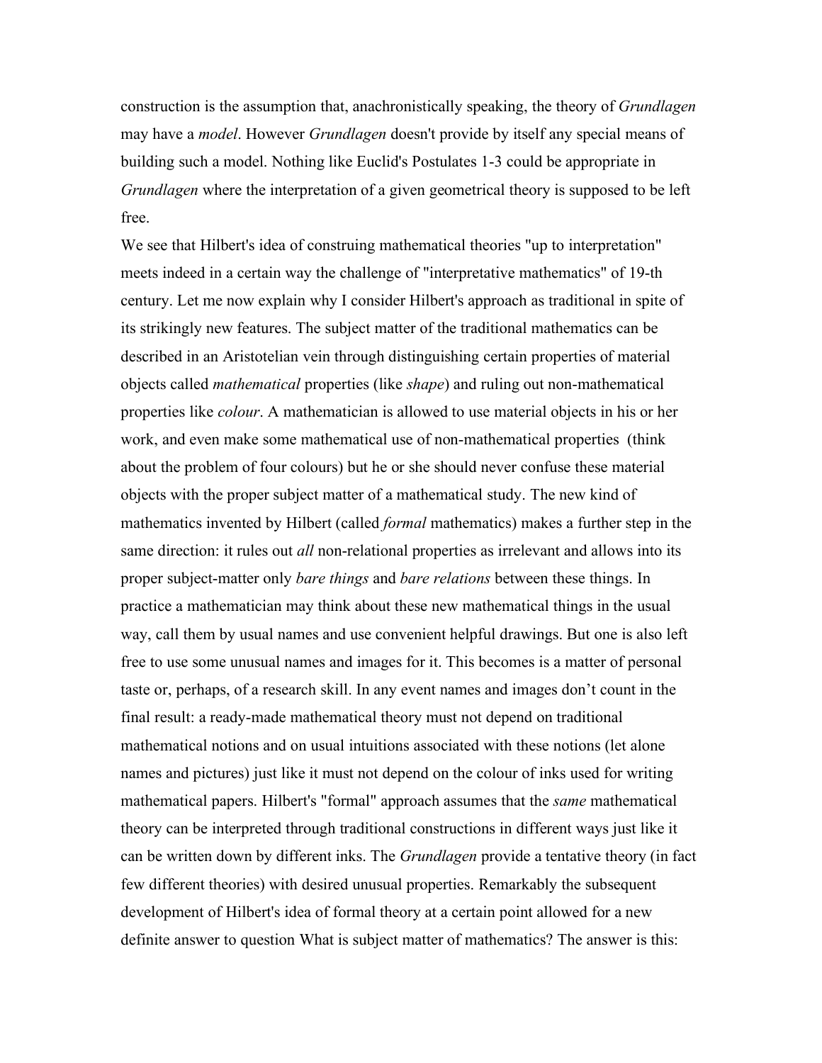construction is the assumption that, anachronistically speaking, the theory of *Grundlagen* may have a *model*. However *Grundlagen* doesn't provide by itself any special means of building such a model. Nothing like Euclid's Postulates 1-3 could be appropriate in *Grundlagen* where the interpretation of a given geometrical theory is supposed to be left free.

We see that Hilbert's idea of construing mathematical theories "up to interpretation" meets indeed in a certain way the challenge of "interpretative mathematics" of 19-th century. Let me now explain why I consider Hilbert's approach as traditional in spite of its strikingly new features. The subject matter of the traditional mathematics can be described in an Aristotelian vein through distinguishing certain properties of material objects called *mathematical* properties (like *shape*) and ruling out non-mathematical properties like *colour*. A mathematician is allowed to use material objects in his or her work, and even make some mathematical use of non-mathematical properties (think about the problem of four colours) but he or she should never confuse these material objects with the proper subject matter of a mathematical study. The new kind of mathematics invented by Hilbert (called *formal* mathematics) makes a further step in the same direction: it rules out *all* non-relational properties as irrelevant and allows into its proper subject-matter only *bare things* and *bare relations* between these things. In practice a mathematician may think about these new mathematical things in the usual way, call them by usual names and use convenient helpful drawings. But one is also left free to use some unusual names and images for it. This becomes is a matter of personal taste or, perhaps, of a research skill. In any event names and images don't count in the final result: a ready-made mathematical theory must not depend on traditional mathematical notions and on usual intuitions associated with these notions (let alone names and pictures) just like it must not depend on the colour of inks used for writing mathematical papers. Hilbert's "formal" approach assumes that the *same* mathematical theory can be interpreted through traditional constructions in different ways just like it can be written down by different inks. The *Grundlagen* provide a tentative theory (in fact few different theories) with desired unusual properties. Remarkably the subsequent development of Hilbert's idea of formal theory at a certain point allowed for a new definite answer to question What is subject matter of mathematics? The answer is this: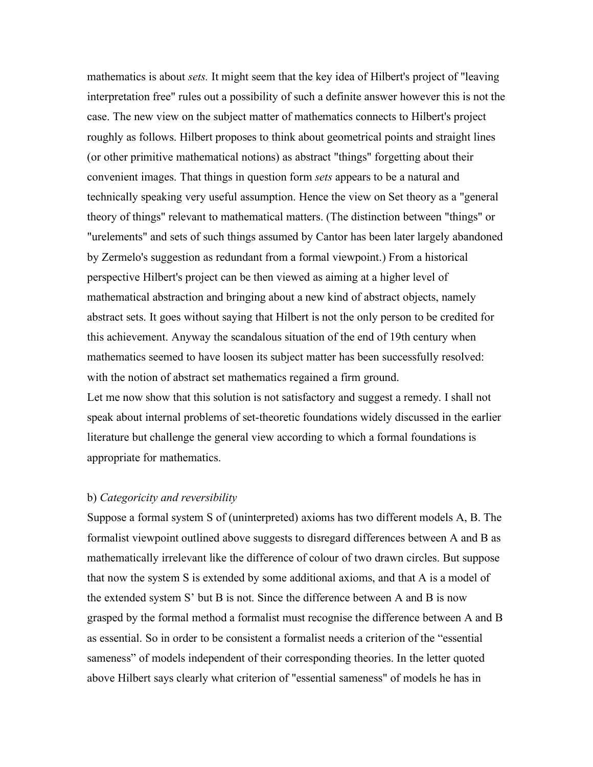mathematics is about *sets.* It might seem that the key idea of Hilbert's project of "leaving interpretation free" rules out a possibility of such a definite answer however this is not the case. The new view on the subject matter of mathematics connects to Hilbert's project roughly as follows. Hilbert proposes to think about geometrical points and straight lines (or other primitive mathematical notions) as abstract "things" forgetting about their convenient images. That things in question form *sets* appears to be a natural and technically speaking very useful assumption. Hence the view on Set theory as a "general theory of things" relevant to mathematical matters. (The distinction between "things" or "urelements" and sets of such things assumed by Cantor has been later largely abandoned by Zermelo's suggestion as redundant from a formal viewpoint.) From a historical perspective Hilbert's project can be then viewed as aiming at a higher level of mathematical abstraction and bringing about a new kind of abstract objects, namely abstract sets. It goes without saying that Hilbert is not the only person to be credited for this achievement. Anyway the scandalous situation of the end of 19th century when mathematics seemed to have loosen its subject matter has been successfully resolved: with the notion of abstract set mathematics regained a firm ground.

Let me now show that this solution is not satisfactory and suggest a remedy. I shall not speak about internal problems of set-theoretic foundations widely discussed in the earlier literature but challenge the general view according to which a formal foundations is appropriate for mathematics.

b) *Categoricity and reversibility*

Suppose a formal system S of (uninterpreted) axioms has two different models A, B. The formalist viewpoint outlined above suggests to disregard differences between A and B as mathematically irrelevant like the difference of colour of two drawn circles. But suppose that now the system S is extended by some additional axioms, and that A is a model of the extended system S' but B is not. Since the difference between A and B is now grasped by the formal method a formalist must recognise the difference between A and B as essential. So in order to be consistent a formalist needs a criterion of the "essential sameness" of models independent of their corresponding theories. In the letter quoted above Hilbert says clearly what criterion of "essential sameness" of models he has in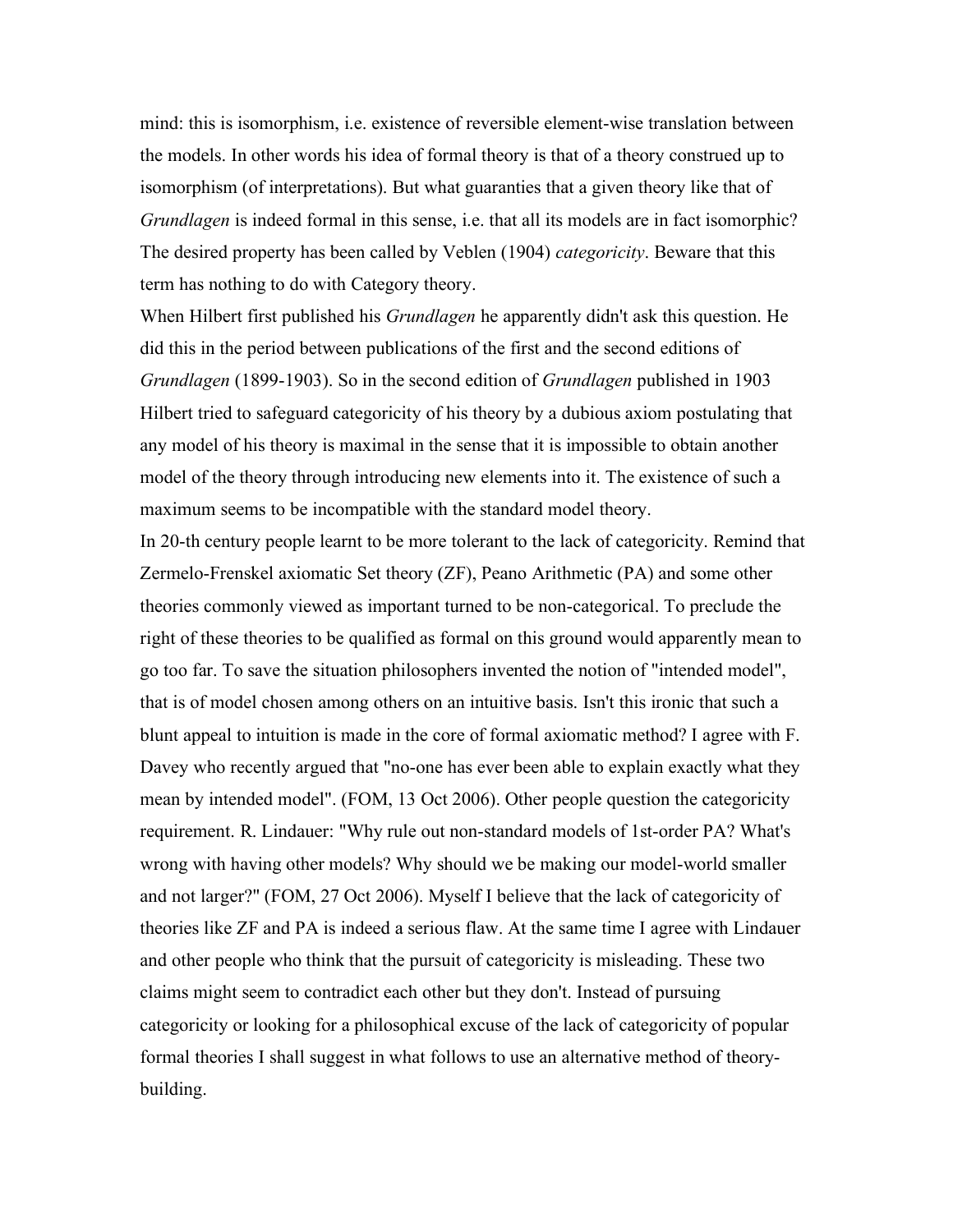mind: this is isomorphism, i.e. existence of reversible element-wise translation between the models. In other words his idea of formal theory is that of a theory construed up to isomorphism (of interpretations). But what guaranties that a given theory like that of *Grundlagen* is indeed formal in this sense, i.e. that all its models are in fact isomorphic? The desired property has been called by Veblen (1904) *categoricity*. Beware that this term has nothing to do with Category theory.

When Hilbert first published his *Grundlagen* he apparently didn't ask this question. He did this in the period between publications of the first and the second editions of *Grundlagen* (1899-1903). So in the second edition of *Grundlagen* published in 1903 Hilbert tried to safeguard categoricity of his theory by a dubious axiom postulating that any model of his theory is maximal in the sense that it is impossible to obtain another model of the theory through introducing new elements into it. The existence of such a maximum seems to be incompatible with the standard model theory.

In 20-th century people learnt to be more tolerant to the lack of categoricity. Remind that Zermelo-Frenskel axiomatic Set theory (ZF), Peano Arithmetic (PA) and some other theories commonly viewed as important turned to be non-categorical. To preclude the right of these theories to be qualified as formal on this ground would apparently mean to go too far. To save the situation philosophers invented the notion of "intended model", that is of model chosen among others on an intuitive basis. Isn't this ironic that such a blunt appeal to intuition is made in the core of formal axiomatic method? I agree with F. Davey who recently argued that "no-one has ever been able to explain exactly what they mean by intended model". (FOM, 13 Oct 2006). Other people question the categoricity requirement. R. Lindauer: "Why rule out non-standard models of 1st-order PA? What's wrong with having other models? Why should we be making our model-world smaller and not larger?" (FOM, 27 Oct 2006). Myself I believe that the lack of categoricity of theories like ZF and PA is indeed a serious flaw. At the same time I agree with Lindauer and other people who think that the pursuit of categoricity is misleading. These two claims might seem to contradict each other but they don't. Instead of pursuing categoricity or looking for a philosophical excuse of the lack of categoricity of popular formal theories I shall suggest in what follows to use an alternative method of theory-building.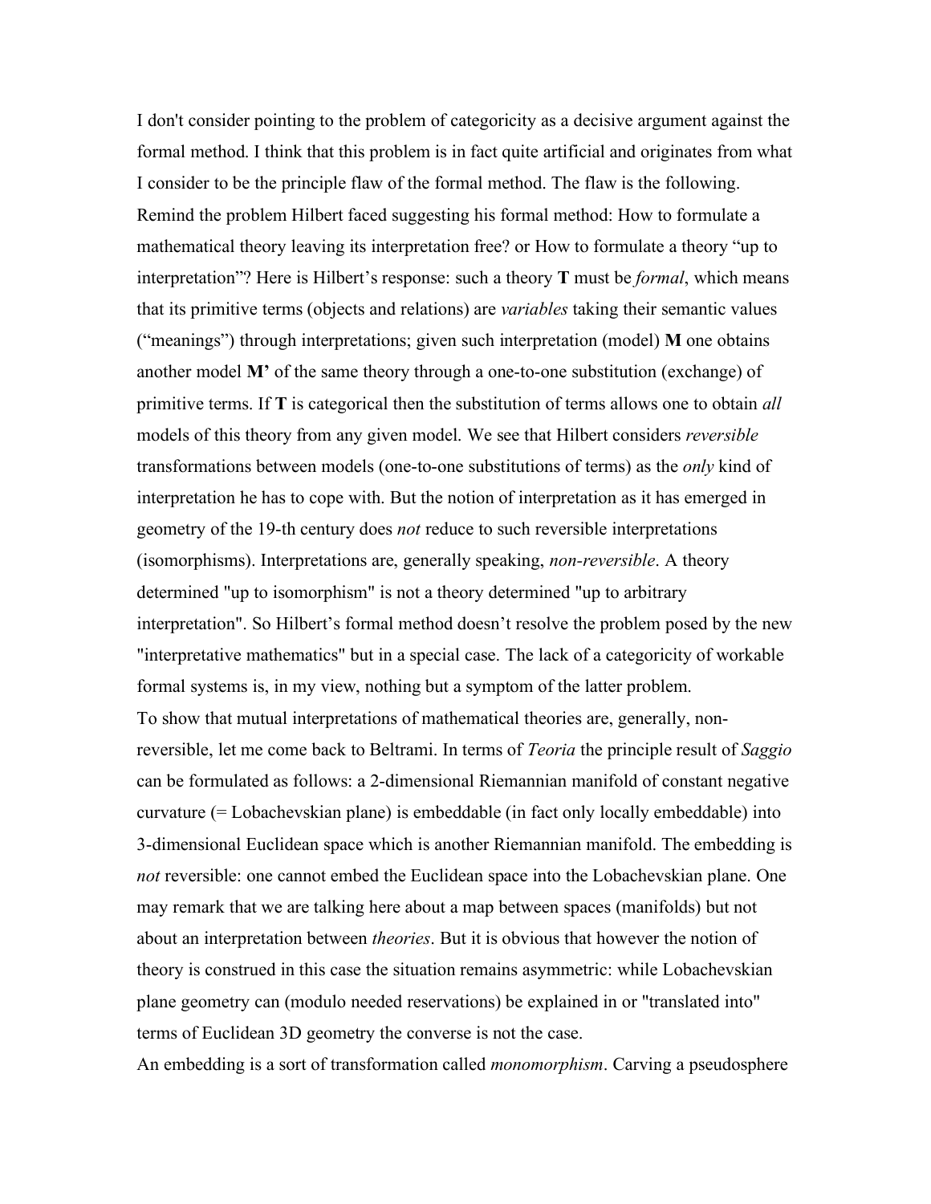I don't consider pointing to the problem of categoricity as a decisive argument against the formal method. I think that this problem is in fact quite artificial and originates from what I consider to be the principle flaw of the formal method. The flaw is the following. Remind the problem Hilbert faced suggesting his formal method: How to formulate a mathematical theory leaving its interpretation free? or How to formulate a theory "up to interpretation"? Here is Hilbert's response: such a theory **T** must be *formal*, which means that its primitive terms (objects and relations) are *variables* taking their semantic values ("meanings") through interpretations; given such interpretation (model) **M** one obtains another model **M'** of the same theory through a one-to-one substitution (exchange) of primitive terms. If **T** is categorical then the substitution of terms allows one to obtain *all* models of this theory from any given model. We see that Hilbert considers *reversible* transformations between models (one-to-one substitutions of terms) as the *only* kind of interpretation he has to cope with. But the notion of interpretation as it has emerged in geometry of the 19-th century does *not* reduce to such reversible interpretations (isomorphisms). Interpretations are, generally speaking, *non-reversible*. A theory determined "up to isomorphism" is not a theory determined "up to arbitrary interpretation". So Hilbert's formal method doesn't resolve the problem posed by the new "interpretative mathematics" but in a special case. The lack of a categoricity of workable formal systems is, in my view, nothing but a symptom of the latter problem.

To show that mutual interpretations of mathematical theories are, generally, non-reversible, let me come back to Beltrami. In terms of *Teoria* the principle result of *Saggio* can be formulated as follows: a 2-dimensional Riemannian manifold of constant negative curvature (= Lobachevskian plane) is embeddable (in fact only locally embeddable) into 3-dimensional Euclidean space which is another Riemannian manifold. The embedding is *not* reversible: one cannot embed the Euclidean space into the Lobachevskian plane. One may remark that we are talking here about a map between spaces (manifolds) but not about an interpretation between *theories*. But it is obvious that however the notion of theory is construed in this case the situation remains asymmetric: while Lobachevskian plane geometry can (modulo needed reservations) be explained in or "translated into" terms of Euclidean 3D geometry the converse is not the case.

An embedding is a sort of transformation called *monomorphism*. Carving a pseudosphere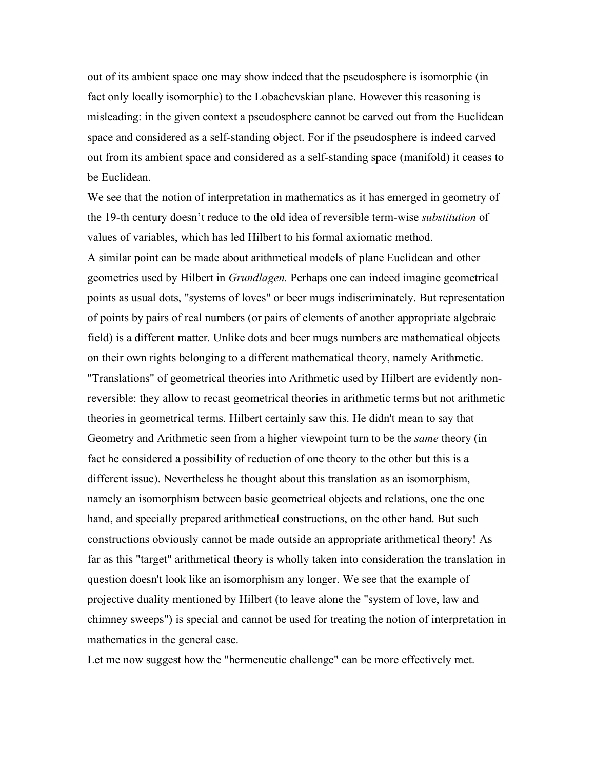out of its ambient space one may show indeed that the pseudosphere is isomorphic (in fact only locally isomorphic) to the Lobachevskian plane. However this reasoning is misleading: in the given context a pseudosphere cannot be carved out from the Euclidean space and considered as a self-standing object. For if the pseudosphere is indeed carved out from its ambient space and considered as a self-standing space (manifold) it ceases to be Euclidean.

We see that the notion of interpretation in mathematics as it has emerged in geometry of the 19-th century doesn't reduce to the old idea of reversible term-wise *substitution* of values of variables, which has led Hilbert to his formal axiomatic method.

A similar point can be made about arithmetical models of plane Euclidean and other geometries used by Hilbert in *Grundlagen.* Perhaps one can indeed imagine geometrical points as usual dots, "systems of loves" or beer mugs indiscriminately. But representation of points by pairs of real numbers (or pairs of elements of another appropriate algebraic field) is a different matter. Unlike dots and beer mugs numbers are mathematical objects on their own rights belonging to a different mathematical theory, namely Arithmetic. "Translations" of geometrical theories into Arithmetic used by Hilbert are evidently non-reversible: they allow to recast geometrical theories in arithmetic terms but not arithmetic theories in geometrical terms. Hilbert certainly saw this. He didn't mean to say that Geometry and Arithmetic seen from a higher viewpoint turn to be the *same* theory (in fact he considered a possibility of reduction of one theory to the other but this is a different issue). Nevertheless he thought about this translation as an isomorphism, namely an isomorphism between basic geometrical objects and relations, one the one hand, and specially prepared arithmetical constructions, on the other hand. But such constructions obviously cannot be made outside an appropriate arithmetical theory! As far as this "target" arithmetical theory is wholly taken into consideration the translation in question doesn't look like an isomorphism any longer. We see that the example of projective duality mentioned by Hilbert (to leave alone the "system of love, law and chimney sweeps") is special and cannot be used for treating the notion of interpretation in mathematics in the general case.

Let me now suggest how the "hermeneutic challenge" can be more effectively met.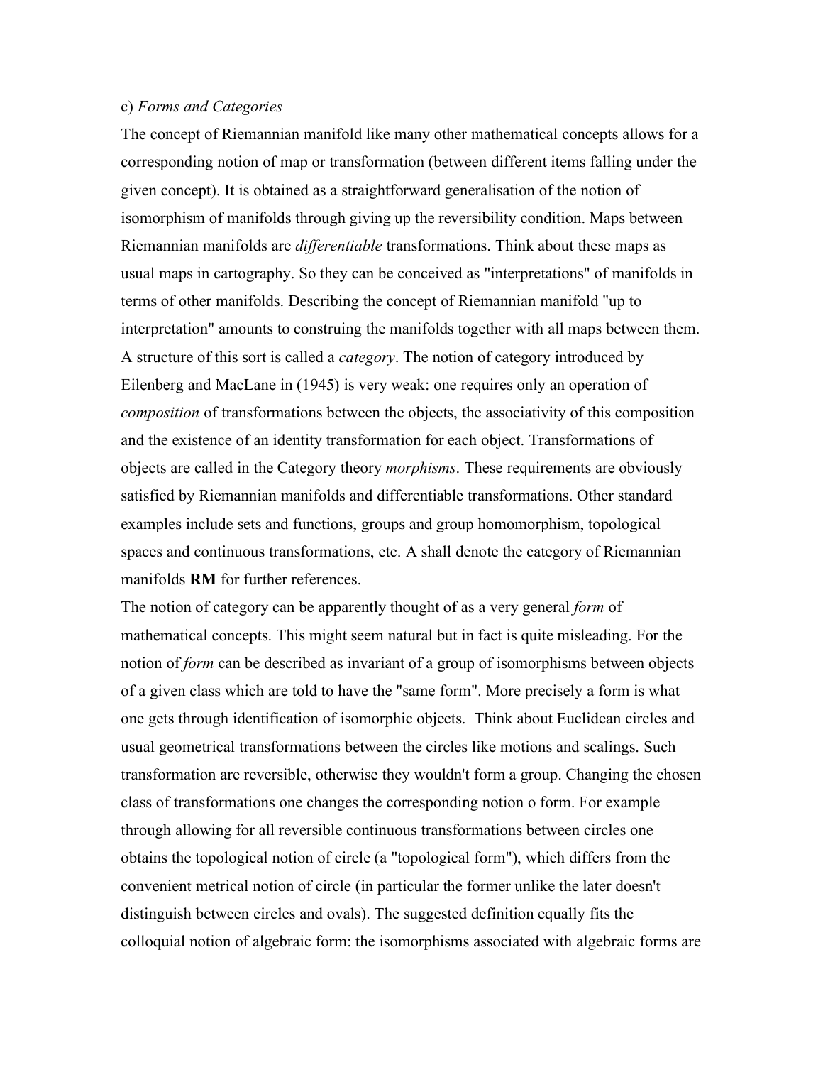c) *Forms and Categories*

The concept of Riemannian manifold like many other mathematical concepts allows for a corresponding notion of map or transformation (between different items falling under the given concept). It is obtained as a straightforward generalisation of the notion of isomorphism of manifolds through giving up the reversibility condition. Maps between Riemannian manifolds are *differentiable* transformations. Think about these maps as usual maps in cartography. So they can be conceived as "interpretations" of manifolds in terms of other manifolds. Describing the concept of Riemannian manifold "up to interpretation" amounts to construing the manifolds together with all maps between them. A structure of this sort is called a *category*. The notion of category introduced by Eilenberg and MacLane in (1945) is very weak: one requires only an operation of *composition* of transformations between the objects, the associativity of this composition and the existence of an identity transformation for each object. Transformations of objects are called in the Category theory *morphisms*. These requirements are obviously satisfied by Riemannian manifolds and differentiable transformations. Other standard examples include sets and functions, groups and group homomorphism, topological spaces and continuous transformations, etc. A shall denote the category of Riemannian manifolds **RM** for further references.

The notion of category can be apparently thought of as a very general *form* of mathematical concepts. This might seem natural but in fact is quite misleading. For the notion of *form* can be described as invariant of a group of isomorphisms between objects of a given class which are told to have the "same form". More precisely a form is what one gets through identification of isomorphic objects. Think about Euclidean circles and usual geometrical transformations between the circles like motions and scalings. Such transformation are reversible, otherwise they wouldn't form a group. Changing the chosen class of transformations one changes the corresponding notion o form. For example through allowing for all reversible continuous transformations between circles one obtains the topological notion of circle (a "topological form"), which differs from the convenient metrical notion of circle (in particular the former unlike the later doesn't distinguish between circles and ovals). The suggested definition equally fits the colloquial notion of algebraic form: the isomorphisms associated with algebraic forms are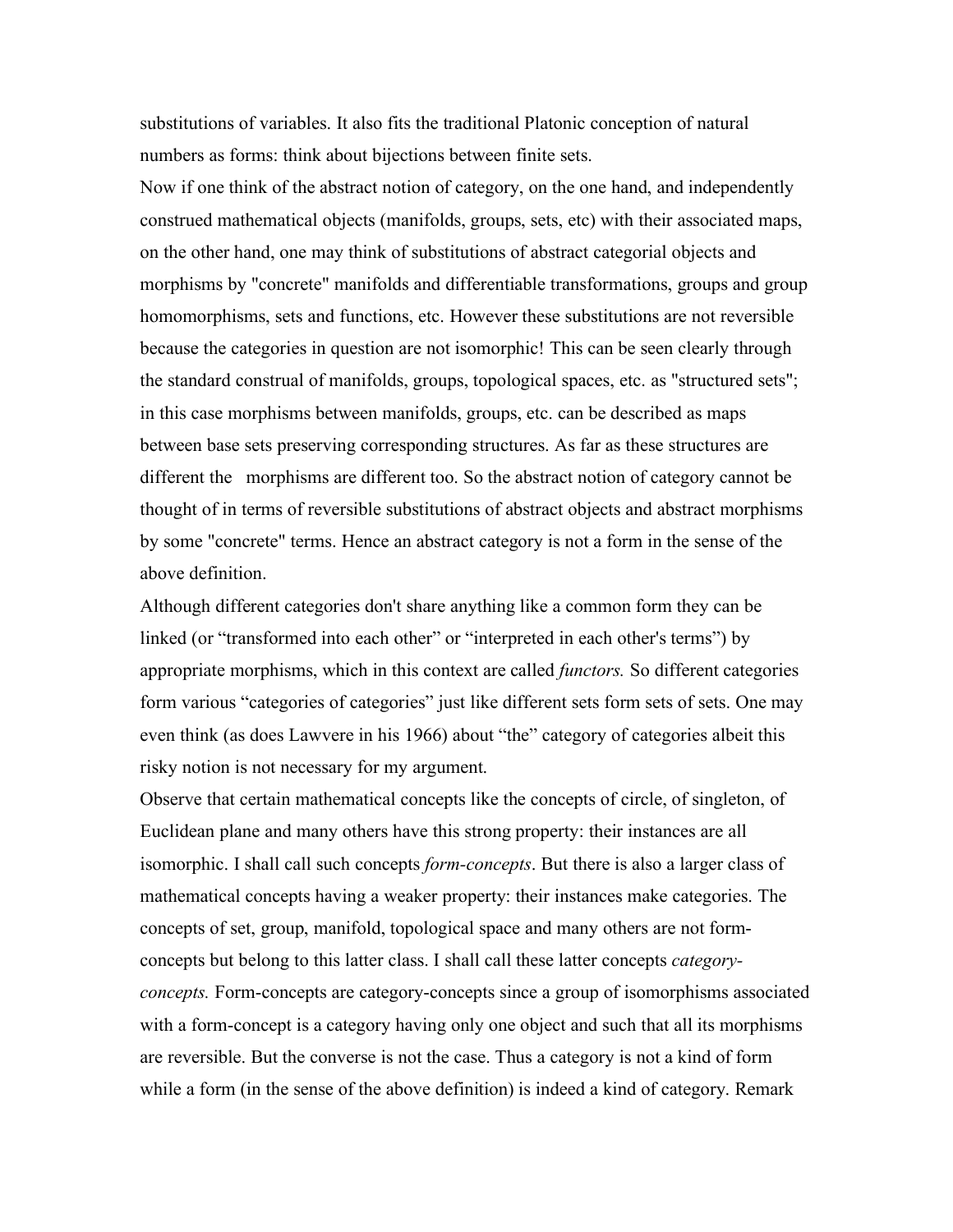substitutions of variables. It also fits the traditional Platonic conception of natural numbers as forms: think about bijections between finite sets.

Now if one think of the abstract notion of category, on the one hand, and independently construed mathematical objects (manifolds, groups, sets, etc) with their associated maps, on the other hand, one may think of substitutions of abstract categorial objects and morphisms by "concrete" manifolds and differentiable transformations, groups and group homomorphisms, sets and functions, etc. However these substitutions are not reversible because the categories in question are not isomorphic! This can be seen clearly through the standard construal of manifolds, groups, topological spaces, etc. as "structured sets"; in this case morphisms between manifolds, groups, etc. can be described as maps between base sets preserving corresponding structures. As far as these structures are different the morphisms are different too. So the abstract notion of category cannot be thought of in terms of reversible substitutions of abstract objects and abstract morphisms by some "concrete" terms. Hence an abstract category is not a form in the sense of the above definition.

Although different categories don't share anything like a common form they can be linked (or "transformed into each other" or "interpreted in each other's terms") by appropriate morphisms, which in this context are called *functors.* So different categories form various "categories of categories" just like different sets form sets of sets. One may even think (as does Lawvere in his 1966) about "the" category of categories albeit this risky notion is not necessary for my argument.

Observe that certain mathematical concepts like the concepts of circle, of singleton, of Euclidean plane and many others have this strong property: their instances are all isomorphic. I shall call such concepts *form-concepts*. But there is also a larger class of mathematical concepts having a weaker property: their instances make categories. The concepts of set, group, manifold, topological space and many others are not form-concepts but belong to this latter class. I shall call these latter concepts *category-concepts.* Form-concepts are category-concepts since a group of isomorphisms associated with a form-concept is a category having only one object and such that all its morphisms are reversible. But the converse is not the case. Thus a category is not a kind of form while a form (in the sense of the above definition) is indeed a kind of category. Remark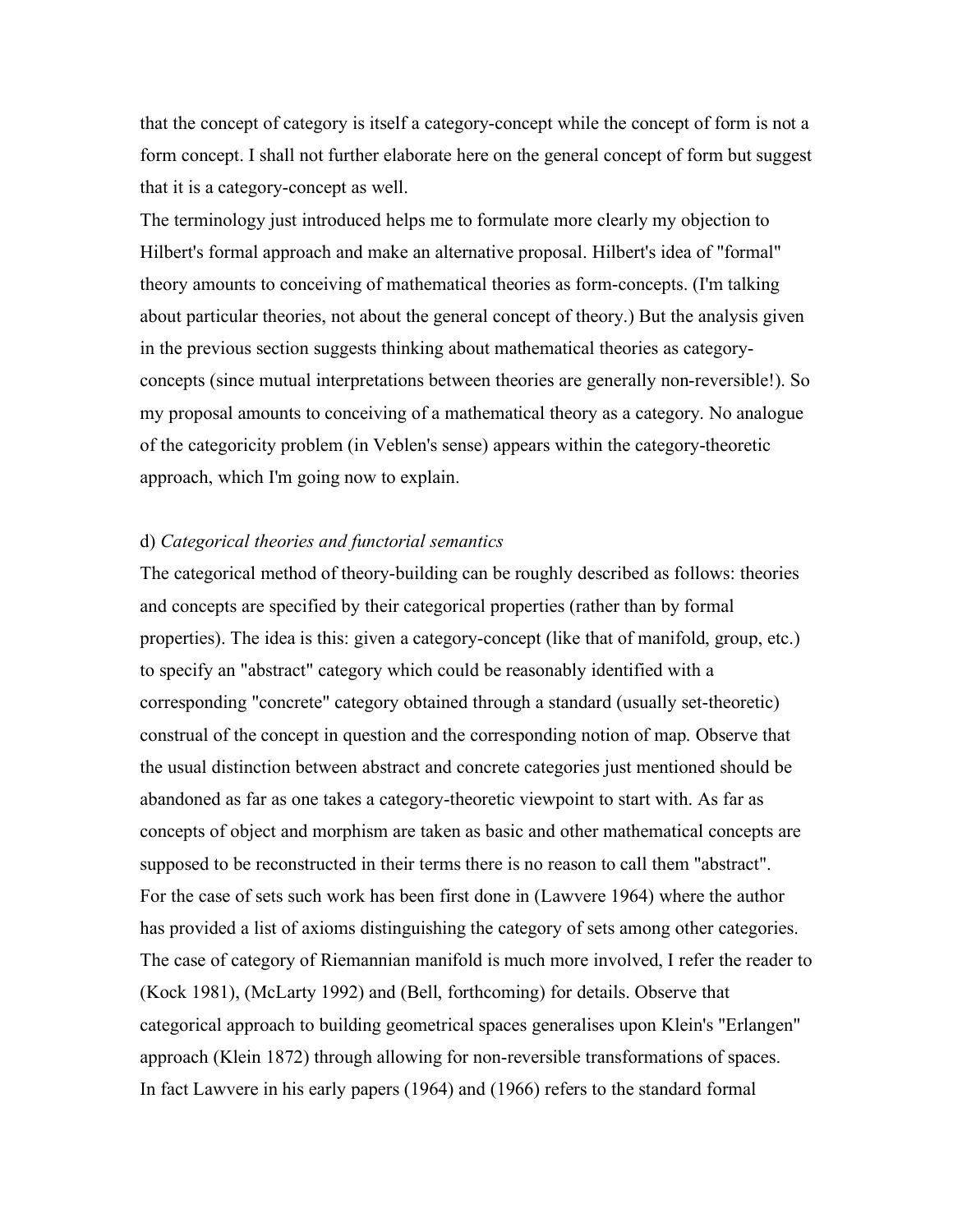that the concept of category is itself a category-concept while the concept of form is not a form concept. I shall not further elaborate here on the general concept of form but suggest that it is a category-concept as well.

The terminology just introduced helps me to formulate more clearly my objection to Hilbert's formal approach and make an alternative proposal. Hilbert's idea of "formal" theory amounts to conceiving of mathematical theories as form-concepts. (I'm talking about particular theories, not about the general concept of theory.) But the analysis given in the previous section suggests thinking about mathematical theories as category-concepts (since mutual interpretations between theories are generally non-reversible!). So my proposal amounts to conceiving of a mathematical theory as a category. No analogue of the categoricity problem (in Veblen's sense) appears within the category-theoretic approach, which I'm going now to explain.

d) *Categorical theories and functorial semantics*

The categorical method of theory-building can be roughly described as follows: theories and concepts are specified by their categorical properties (rather than by formal properties). The idea is this: given a category-concept (like that of manifold, group, etc.) to specify an "abstract" category which could be reasonably identified with a corresponding "concrete" category obtained through a standard (usually set-theoretic) construal of the concept in question and the corresponding notion of map. Observe that the usual distinction between abstract and concrete categories just mentioned should be abandoned as far as one takes a category-theoretic viewpoint to start with. As far as concepts of object and morphism are taken as basic and other mathematical concepts are supposed to be reconstructed in their terms there is no reason to call them "abstract".

For the case of sets such work has been first done in (Lawvere 1964) where the author has provided a list of axioms distinguishing the category of sets among other categories. The case of category of Riemannian manifold is much more involved, I refer the reader to (Kock 1981), (McLarty 1992) and (Bell, forthcoming) for details. Observe that categorical approach to building geometrical spaces generalises upon Klein's "Erlangen" approach (Klein 1872) through allowing for non-reversible transformations of spaces.

In fact Lawvere in his early papers (1964) and (1966) refers to the standard formal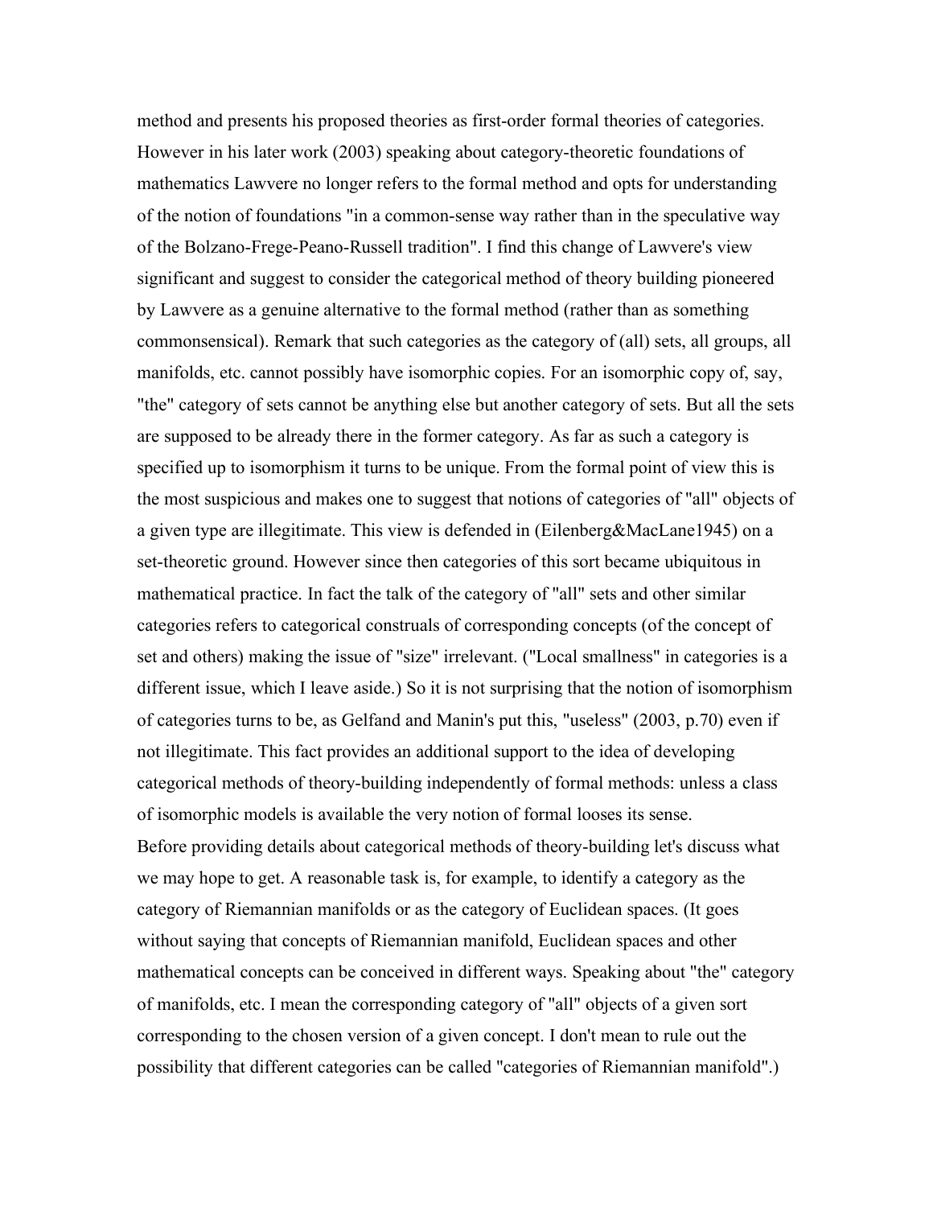method and presents his proposed theories as first-order formal theories of categories. However in his later work (2003) speaking about category-theoretic foundations of mathematics Lawvere no longer refers to the formal method and opts for understanding of the notion of foundations "in a common-sense way rather than in the speculative way of the Bolzano-Frege-Peano-Russell tradition". I find this change of Lawvere's view significant and suggest to consider the categorical method of theory building pioneered by Lawvere as a genuine alternative to the formal method (rather than as something commonsensical). Remark that such categories as the category of (all) sets, all groups, all manifolds, etc. cannot possibly have isomorphic copies. For an isomorphic copy of, say, "the" category of sets cannot be anything else but another category of sets. But all the sets are supposed to be already there in the former category. As far as such a category is specified up to isomorphism it turns to be unique. From the formal point of view this is the most suspicious and makes one to suggest that notions of categories of "all" objects of a given type are illegitimate. This view is defended in (Eilenberg&MacLane1945) on a set-theoretic ground. However since then categories of this sort became ubiquitous in mathematical practice. In fact the talk of the category of "all" sets and other similar categories refers to categorical construals of corresponding concepts (of the concept of set and others) making the issue of "size" irrelevant. ("Local smallness" in categories is a different issue, which I leave aside.) So it is not surprising that the notion of isomorphism of categories turns to be, as Gelfand and Manin's put this, "useless" (2003, p.70) even if not illegitimate. This fact provides an additional support to the idea of developing categorical methods of theory-building independently of formal methods: unless a class of isomorphic models is available the very notion of formal looses its sense.
Before providing details about categorical methods of theory-building let's discuss what we may hope to get. A reasonable task is, for example, to identify a category as the category of Riemannian manifolds or as the category of Euclidean spaces. (It goes without saying that concepts of Riemannian manifold, Euclidean spaces and other mathematical concepts can be conceived in different ways. Speaking about "the" category of manifolds, etc. I mean the corresponding category of "all" objects of a given sort corresponding to the chosen version of a given concept. I don't mean to rule out the possibility that different categories can be called "categories of Riemannian manifold".)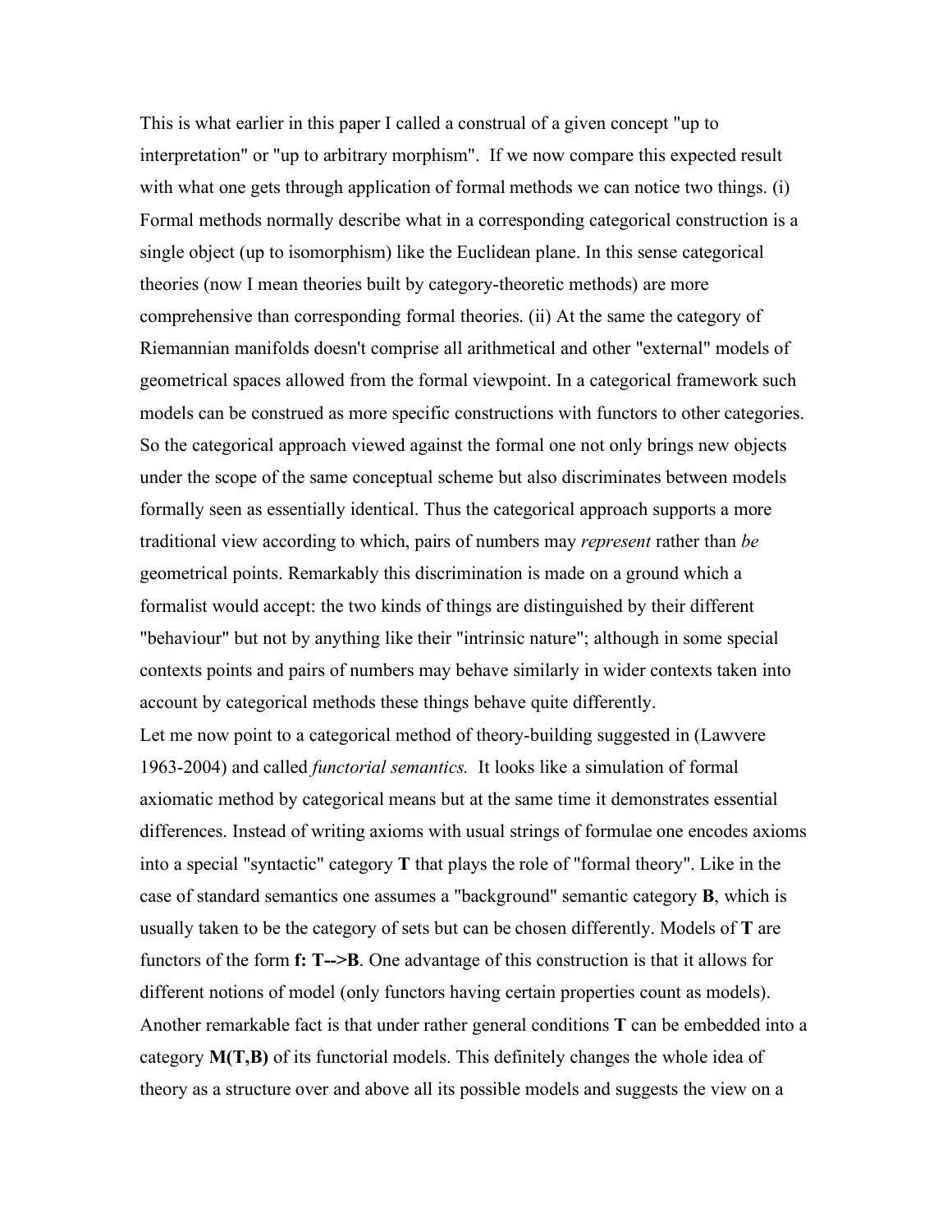This is what earlier in this paper I called a construal of a given concept "up to interpretation" or "up to arbitrary morphism". If we now compare this expected result with what one gets through application of formal methods we can notice two things. (i) Formal methods normally describe what in a corresponding categorical construction is a single object (up to isomorphism) like the Euclidean plane. In this sense categorical theories (now I mean theories built by category-theoretic methods) are more comprehensive than corresponding formal theories. (ii) At the same the category of Riemannian manifolds doesn't comprise all arithmetical and other "external" models of geometrical spaces allowed from the formal viewpoint. In a categorical framework such models can be construed as more specific constructions with functors to other categories. So the categorical approach viewed against the formal one not only brings new objects under the scope of the same conceptual scheme but also discriminates between models formally seen as essentially identical. Thus the categorical approach supports a more traditional view according to which, pairs of numbers may *represent* rather than *be* geometrical points. Remarkably this discrimination is made on a ground which a formalist would accept: the two kinds of things are distinguished by their different "behaviour" but not by anything like their "intrinsic nature"; although in some special contexts points and pairs of numbers may behave similarly in wider contexts taken into account by categorical methods these things behave quite differently.

Let me now point to a categorical method of theory-building suggested in (Lawvere 1963-2004) and called *functorial semantics.* It looks like a simulation of formal axiomatic method by categorical means but at the same time it demonstrates essential differences. Instead of writing axioms with usual strings of formulae one encodes axioms into a special "syntactic" category **T** that plays the role of "formal theory". Like in the case of standard semantics one assumes a "background" semantic category **B**, which is usually taken to be the category of sets but can be chosen differently. Models of **T** are functors of the form **f: T-->B**. One advantage of this construction is that it allows for different notions of model (only functors having certain properties count as models). Another remarkable fact is that under rather general conditions **T** can be embedded into a category **M(T,B)** of its functorial models. This definitely changes the whole idea of theory as a structure over and above all its possible models and suggests the view on a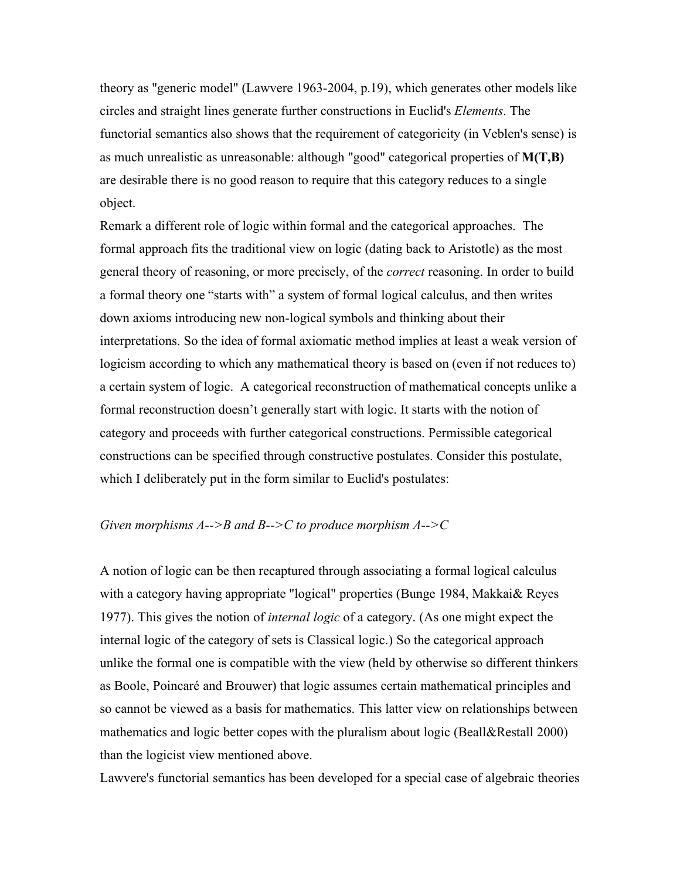theory as "generic model" (Lawvere 1963-2004, p.19), which generates other models like circles and straight lines generate further constructions in Euclid's *Elements*. The functorial semantics also shows that the requirement of categoricity (in Veblen's sense) is as much unrealistic as unreasonable: although "good" categorical properties of **M(T,B)** are desirable there is no good reason to require that this category reduces to a single object.

Remark a different role of logic within formal and the categorical approaches. The formal approach fits the traditional view on logic (dating back to Aristotle) as the most general theory of reasoning, or more precisely, of the *correct* reasoning. In order to build a formal theory one "starts with" a system of formal logical calculus, and then writes down axioms introducing new non-logical symbols and thinking about their interpretations. So the idea of formal axiomatic method implies at least a weak version of logicism according to which any mathematical theory is based on (even if not reduces to) a certain system of logic. A categorical reconstruction of mathematical concepts unlike a formal reconstruction doesn't generally start with logic. It starts with the notion of category and proceeds with further categorical constructions. Permissible categorical constructions can be specified through constructive postulates. Consider this postulate, which I deliberately put in the form similar to Euclid's postulates:

*Given morphisms A-->B and B-->C to produce morphism A-->C*

A notion of logic can be then recaptured through associating a formal logical calculus with a category having appropriate "logical" properties (Bunge 1984, Makkai& Reyes 1977). This gives the notion of *internal logic* of a category. (As one might expect the internal logic of the category of sets is Classical logic.) So the categorical approach unlike the formal one is compatible with the view (held by otherwise so different thinkers as Boole, Poincaré and Brouwer) that logic assumes certain mathematical principles and so cannot be viewed as a basis for mathematics. This latter view on relationships between mathematics and logic better copes with the pluralism about logic (Beall&Restall 2000) than the logicist view mentioned above.

Lawvere's functorial semantics has been developed for a special case of algebraic theories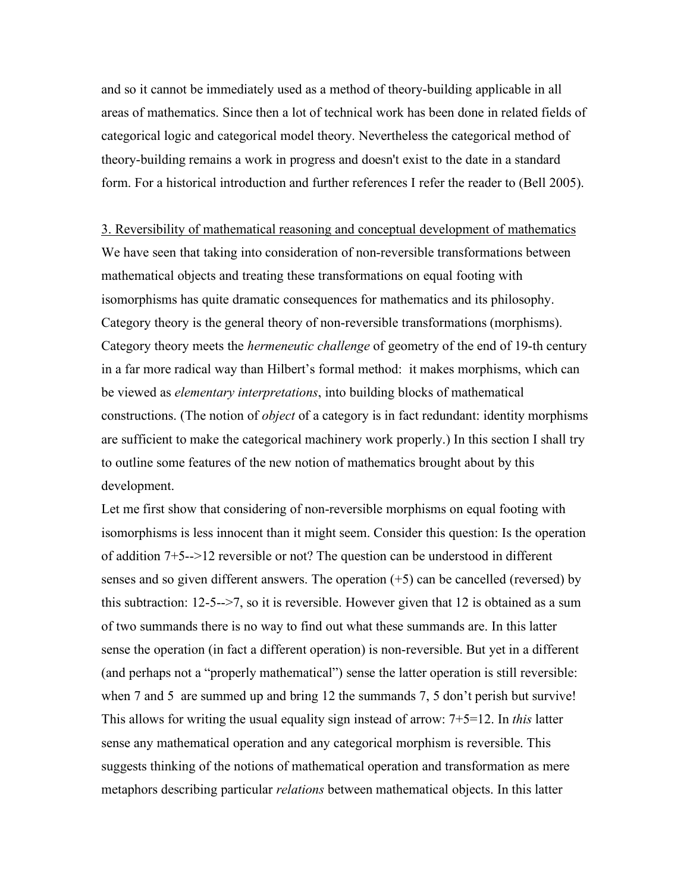and so it cannot be immediately used as a method of theory-building applicable in all areas of mathematics. Since then a lot of technical work has been done in related fields of categorical logic and categorical model theory. Nevertheless the categorical method of theory-building remains a work in progress and doesn't exist to the date in a standard form. For a historical introduction and further references I refer the reader to (Bell 2005).

## 3. Reversibility of mathematical reasoning and conceptual development of mathematics

We have seen that taking into consideration of non-reversible transformations between mathematical objects and treating these transformations on equal footing with isomorphisms has quite dramatic consequences for mathematics and its philosophy. Category theory is the general theory of non-reversible transformations (morphisms). Category theory meets the *hermeneutic challenge* of geometry of the end of 19-th century in a far more radical way than Hilbert's formal method: it makes morphisms, which can be viewed as *elementary interpretations*, into building blocks of mathematical constructions. (The notion of *object* of a category is in fact redundant: identity morphisms are sufficient to make the categorical machinery work properly.) In this section I shall try to outline some features of the new notion of mathematics brought about by this development.

Let me first show that considering of non-reversible morphisms on equal footing with isomorphisms is less innocent than it might seem. Consider this question: Is the operation of addition 7+5-->12 reversible or not? The question can be understood in different senses and so given different answers. The operation (+5) can be cancelled (reversed) by this subtraction: 12-5-->7, so it is reversible. However given that 12 is obtained as a sum of two summands there is no way to find out what these summands are. In this latter sense the operation (in fact a different operation) is non-reversible. But yet in a different (and perhaps not a "properly mathematical") sense the latter operation is still reversible: when 7 and 5 are summed up and bring 12 the summands 7, 5 don't perish but survive! This allows for writing the usual equality sign instead of arrow: 7+5=12. In *this* latter sense any mathematical operation and any categorical morphism is reversible. This suggests thinking of the notions of mathematical operation and transformation as mere metaphors describing particular *relations* between mathematical objects. In this latter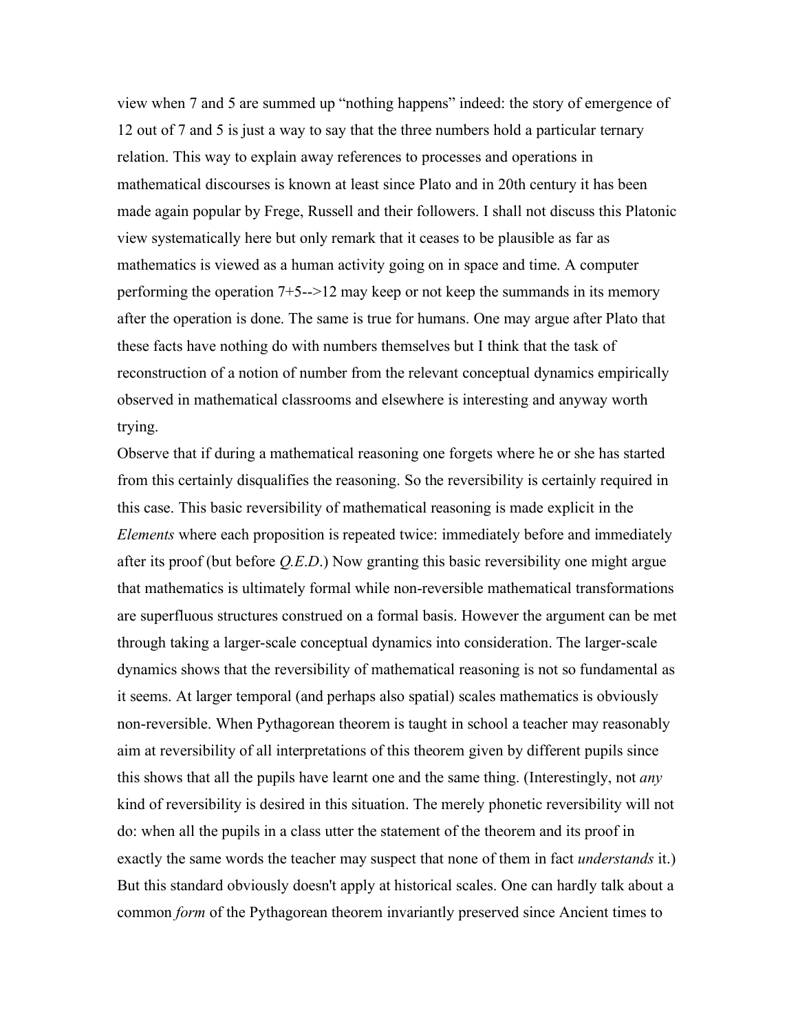view when 7 and 5 are summed up "nothing happens" indeed: the story of emergence of 12 out of 7 and 5 is just a way to say that the three numbers hold a particular ternary relation. This way to explain away references to processes and operations in mathematical discourses is known at least since Plato and in 20th century it has been made again popular by Frege, Russell and their followers. I shall not discuss this Platonic view systematically here but only remark that it ceases to be plausible as far as mathematics is viewed as a human activity going on in space and time. A computer performing the operation 7+5-->12 may keep or not keep the summands in its memory after the operation is done. The same is true for humans. One may argue after Plato that these facts have nothing do with numbers themselves but I think that the task of reconstruction of a notion of number from the relevant conceptual dynamics empirically observed in mathematical classrooms and elsewhere is interesting and anyway worth trying.

Observe that if during a mathematical reasoning one forgets where he or she has started from this certainly disqualifies the reasoning. So the reversibility is certainly required in this case. This basic reversibility of mathematical reasoning is made explicit in the *Elements* where each proposition is repeated twice: immediately before and immediately after its proof (but before *Q.E.D.*) Now granting this basic reversibility one might argue that mathematics is ultimately formal while non-reversible mathematical transformations are superfluous structures construed on a formal basis. However the argument can be met through taking a larger-scale conceptual dynamics into consideration. The larger-scale dynamics shows that the reversibility of mathematical reasoning is not so fundamental as it seems. At larger temporal (and perhaps also spatial) scales mathematics is obviously non-reversible. When Pythagorean theorem is taught in school a teacher may reasonably aim at reversibility of all interpretations of this theorem given by different pupils since this shows that all the pupils have learnt one and the same thing. (Interestingly, not *any* kind of reversibility is desired in this situation. The merely phonetic reversibility will not do: when all the pupils in a class utter the statement of the theorem and its proof in exactly the same words the teacher may suspect that none of them in fact *understands* it.) But this standard obviously doesn't apply at historical scales. One can hardly talk about a common *form* of the Pythagorean theorem invariantly preserved since Ancient times to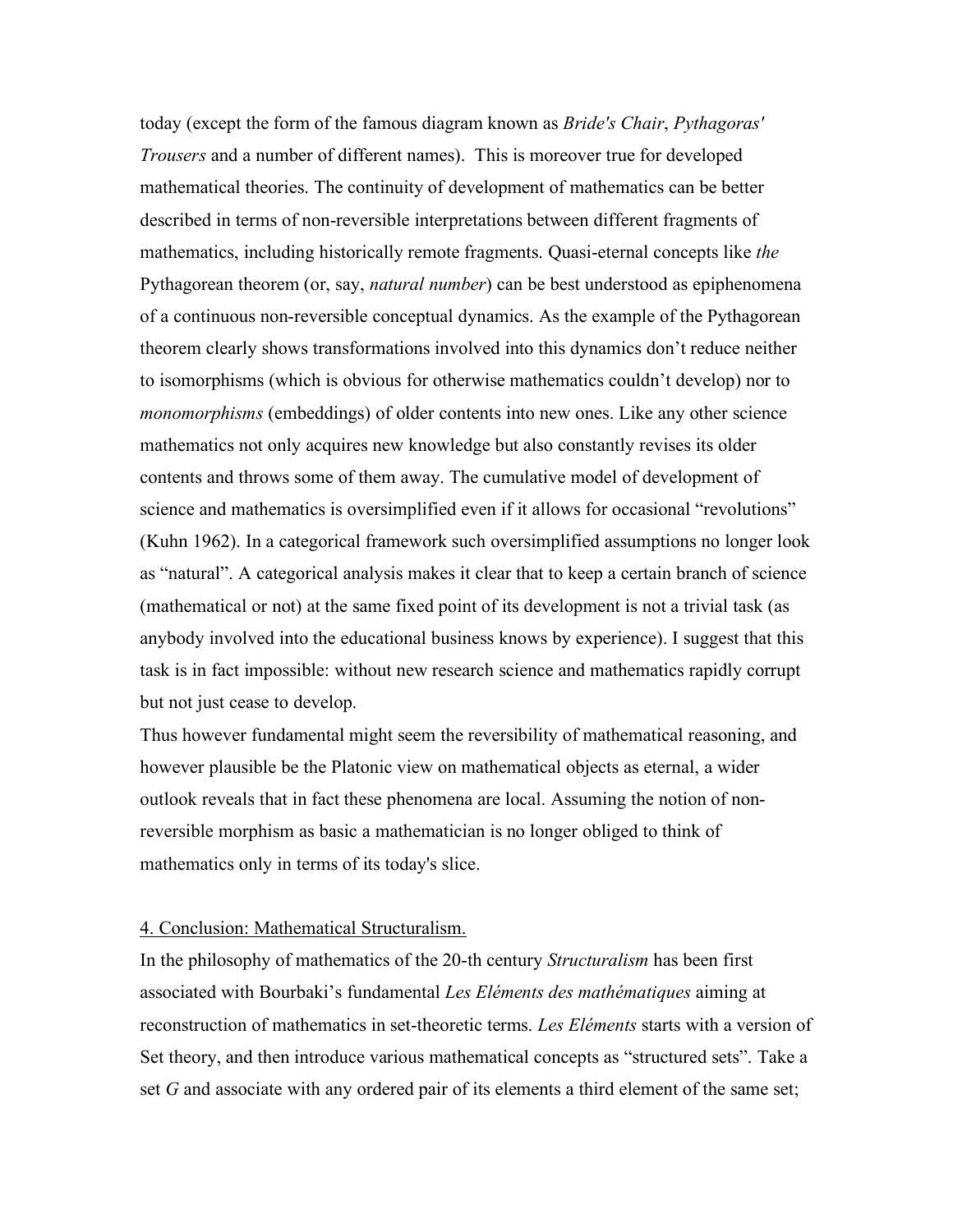today (except the form of the famous diagram known as *Bride's Chair*, *Pythagoras' Trousers* and a number of different names). This is moreover true for developed mathematical theories. The continuity of development of mathematics can be better described in terms of non-reversible interpretations between different fragments of mathematics, including historically remote fragments. Quasi-eternal concepts like *the* Pythagorean theorem (or, say, *natural number*) can be best understood as epiphenomena of a continuous non-reversible conceptual dynamics. As the example of the Pythagorean theorem clearly shows transformations involved into this dynamics don't reduce neither to isomorphisms (which is obvious for otherwise mathematics couldn't develop) nor to *monomorphisms* (embeddings) of older contents into new ones. Like any other science mathematics not only acquires new knowledge but also constantly revises its older contents and throws some of them away. The cumulative model of development of science and mathematics is oversimplified even if it allows for occasional "revolutions" (Kuhn 1962). In a categorical framework such oversimplified assumptions no longer look as "natural". A categorical analysis makes it clear that to keep a certain branch of science (mathematical or not) at the same fixed point of its development is not a trivial task (as anybody involved into the educational business knows by experience). I suggest that this task is in fact impossible: without new research science and mathematics rapidly corrupt but not just cease to develop.

Thus however fundamental might seem the reversibility of mathematical reasoning, and however plausible be the Platonic view on mathematical objects as eternal, a wider outlook reveals that in fact these phenomena are local. Assuming the notion of non-reversible morphism as basic a mathematician is no longer obliged to think of mathematics only in terms of its today's slice.

## 4. Conclusion: Mathematical Structuralism.

In the philosophy of mathematics of the 20-th century *Structuralism* has been first associated with Bourbaki's fundamental *Les Eléments des mathématiques* aiming at reconstruction of mathematics in set-theoretic terms. *Les Eléments* starts with a version of Set theory, and then introduce various mathematical concepts as "structured sets". Take a set $G$ and associate with any ordered pair of its elements a third element of the same set;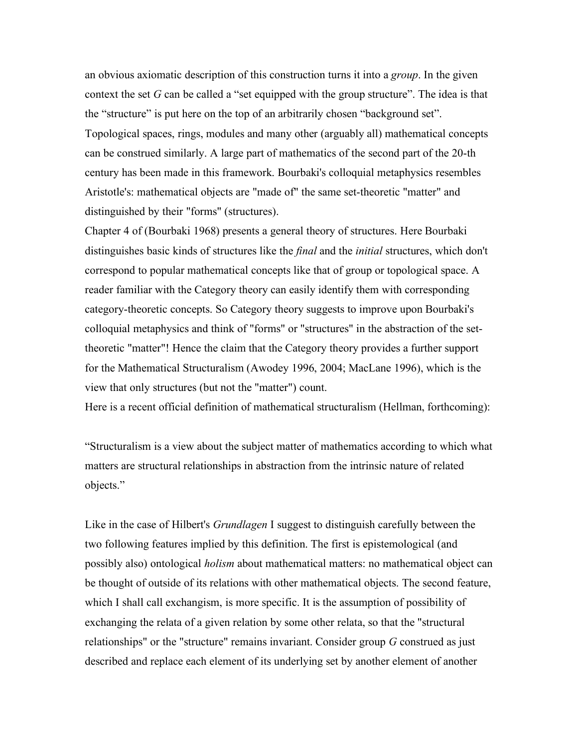an obvious axiomatic description of this construction turns it into a *group*. In the given context the set $G$ can be called a "set equipped with the group structure". The idea is that the "structure" is put here on the top of an arbitrarily chosen "background set". Topological spaces, rings, modules and many other (arguably all) mathematical concepts can be construed similarly. A large part of mathematics of the second part of the 20-th century has been made in this framework. Bourbaki's colloquial metaphysics resembles Aristotle's: mathematical objects are "made of" the same set-theoretic "matter" and distinguished by their "forms" (structures).

Chapter 4 of (Bourbaki 1968) presents a general theory of structures. Here Bourbaki distinguishes basic kinds of structures like the *final* and the *initial* structures, which don't correspond to popular mathematical concepts like that of group or topological space. A reader familiar with the Category theory can easily identify them with corresponding category-theoretic concepts. So Category theory suggests to improve upon Bourbaki's colloquial metaphysics and think of "forms" or "structures" in the abstraction of the set-theoretic "matter"! Hence the claim that the Category theory provides a further support for the Mathematical Structuralism (Awodey 1996, 2004; MacLane 1996), which is the view that only structures (but not the "matter") count.

Here is a recent official definition of mathematical structuralism (Hellman, forthcoming):

"Structuralism is a view about the subject matter of mathematics according to which what matters are structural relationships in abstraction from the intrinsic nature of related objects."

Like in the case of Hilbert's *Grundlagen* I suggest to distinguish carefully between the two following features implied by this definition. The first is epistemological (and possibly also) ontological *holism* about mathematical matters: no mathematical object can be thought of outside of its relations with other mathematical objects. The second feature, which I shall call exchangism, is more specific. It is the assumption of possibility of exchanging the relata of a given relation by some other relata, so that the "structural relationships" or the "structure" remains invariant. Consider group $G$ construed as just described and replace each element of its underlying set by another element of another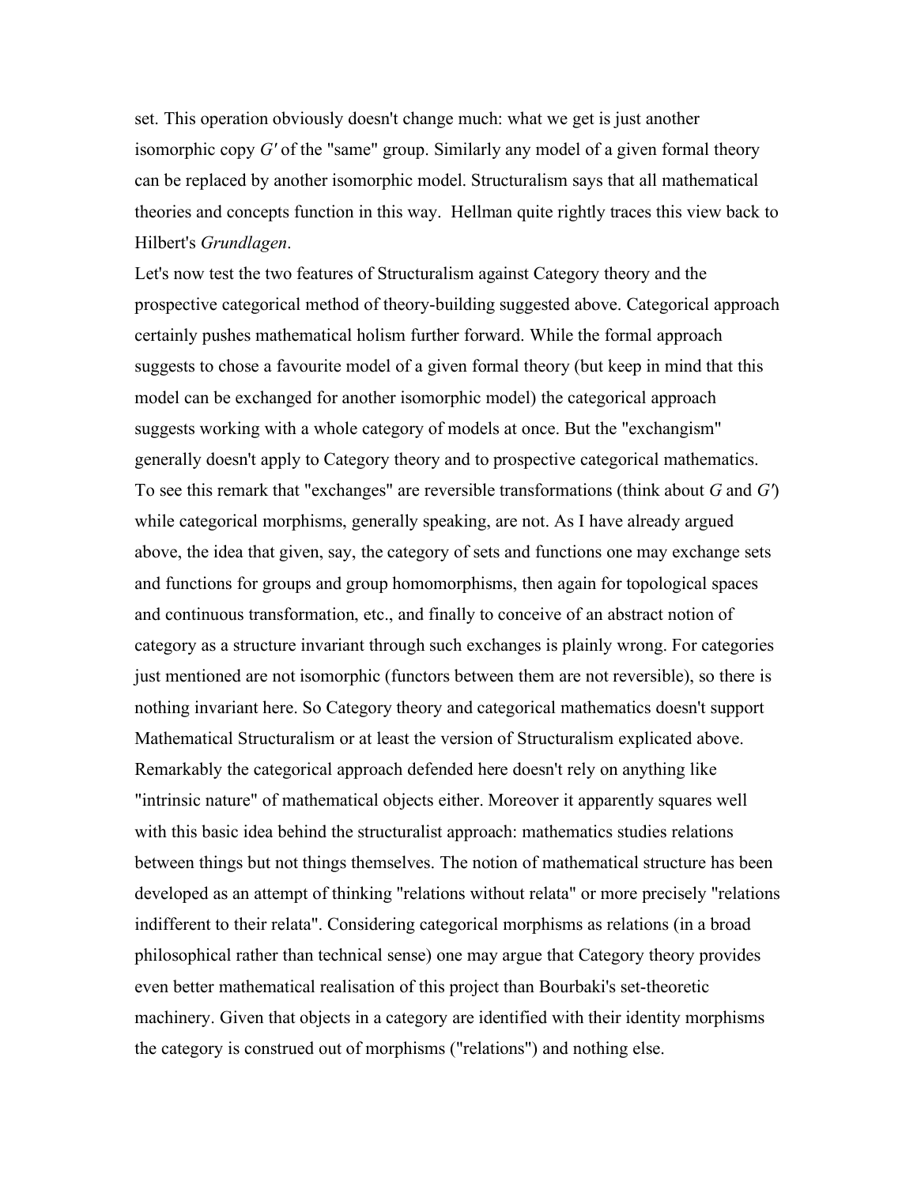set. This operation obviously doesn't change much: what we get is just another isomorphic copy $G'$ of the "same" group. Similarly any model of a given formal theory can be replaced by another isomorphic model. Structuralism says that all mathematical theories and concepts function in this way. Hellman quite rightly traces this view back to Hilbert's *Grundlagen*.

Let's now test the two features of Structuralism against Category theory and the prospective categorical method of theory-building suggested above. Categorical approach certainly pushes mathematical holism further forward. While the formal approach suggests to chose a favourite model of a given formal theory (but keep in mind that this model can be exchanged for another isomorphic model) the categorical approach suggests working with a whole category of models at once. But the "exchangism" generally doesn't apply to Category theory and to prospective categorical mathematics. To see this remark that "exchanges" are reversible transformations (think about $G$ and $G'$) while categorical morphisms, generally speaking, are not. As I have already argued above, the idea that given, say, the category of sets and functions one may exchange sets and functions for groups and group homomorphisms, then again for topological spaces and continuous transformation, etc., and finally to conceive of an abstract notion of category as a structure invariant through such exchanges is plainly wrong. For categories just mentioned are not isomorphic (functors between them are not reversible), so there is nothing invariant here. So Category theory and categorical mathematics doesn't support Mathematical Structuralism or at least the version of Structuralism explicated above. Remarkably the categorical approach defended here doesn't rely on anything like "intrinsic nature" of mathematical objects either. Moreover it apparently squares well with this basic idea behind the structuralist approach: mathematics studies relations between things but not things themselves. The notion of mathematical structure has been developed as an attempt of thinking "relations without relata" or more precisely "relations indifferent to their relata". Considering categorical morphisms as relations (in a broad philosophical rather than technical sense) one may argue that Category theory provides even better mathematical realisation of this project than Bourbaki's set-theoretic machinery. Given that objects in a category are identified with their identity morphisms the category is construed out of morphisms ("relations") and nothing else.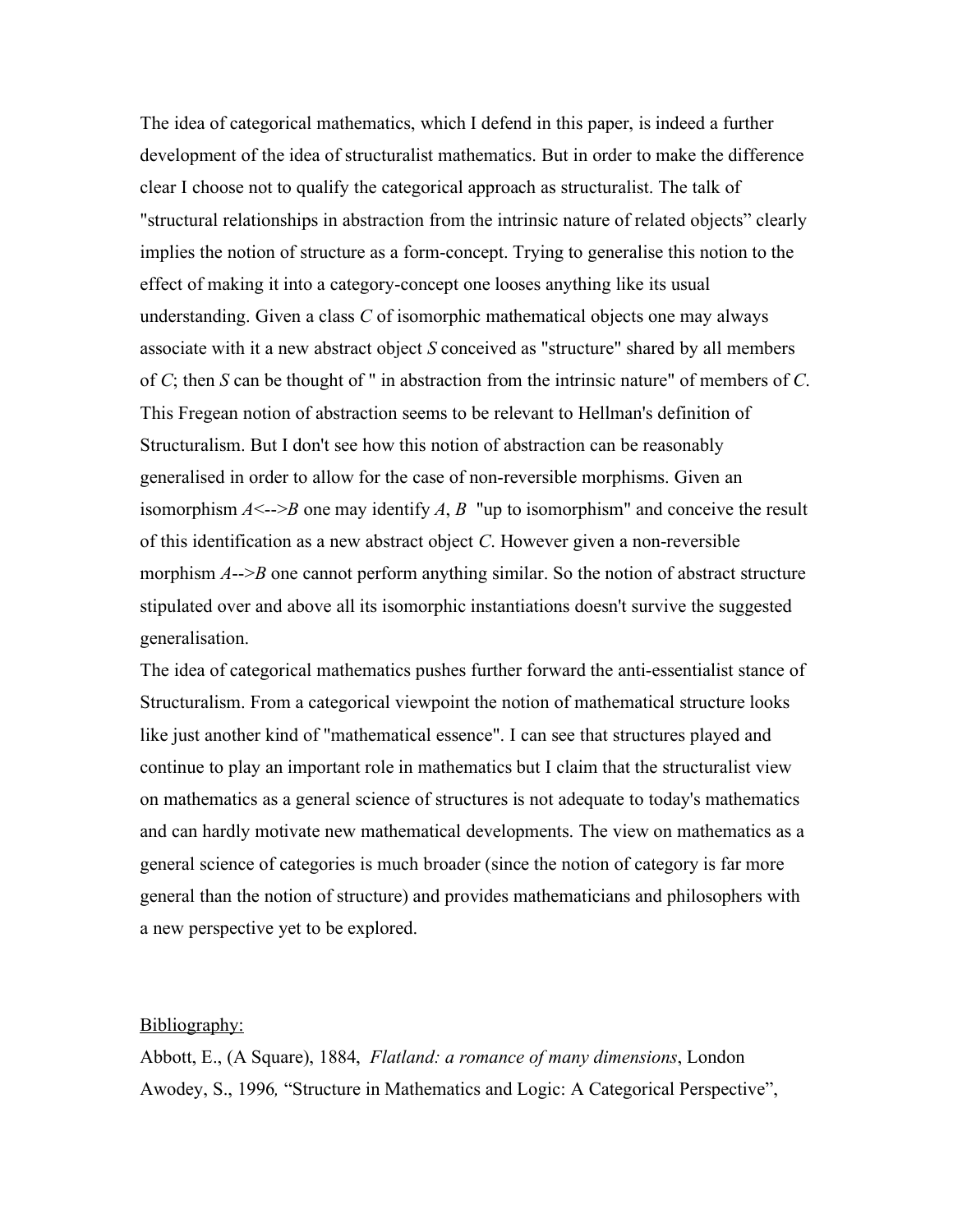The idea of categorical mathematics, which I defend in this paper, is indeed a further development of the idea of structuralist mathematics. But in order to make the difference clear I choose not to qualify the categorical approach as structuralist. The talk of "structural relationships in abstraction from the intrinsic nature of related objects" clearly implies the notion of structure as a form-concept. Trying to generalise this notion to the effect of making it into a category-concept one looses anything like its usual understanding. Given a class *C* of isomorphic mathematical objects one may always associate with it a new abstract object *S* conceived as "structure" shared by all members of *C*; then *S* can be thought of " in abstraction from the intrinsic nature" of members of *C*. This Fregean notion of abstraction seems to be relevant to Hellman's definition of Structuralism. But I don't see how this notion of abstraction can be reasonably generalised in order to allow for the case of non-reversible morphisms. Given an isomorphism *A*<-->*B* one may identify *A*, *B* "up to isomorphism" and conceive the result of this identification as a new abstract object *C*. However given a non-reversible morphism *A*-->*B* one cannot perform anything similar. So the notion of abstract structure stipulated over and above all its isomorphic instantiations doesn't survive the suggested generalisation.

The idea of categorical mathematics pushes further forward the anti-essentialist stance of Structuralism. From a categorical viewpoint the notion of mathematical structure looks like just another kind of "mathematical essence". I can see that structures played and continue to play an important role in mathematics but I claim that the structuralist view on mathematics as a general science of structures is not adequate to today's mathematics and can hardly motivate new mathematical developments. The view on mathematics as a general science of categories is much broader (since the notion of category is far more general than the notion of structure) and provides mathematicians and philosophers with a new perspective yet to be explored.

Bibliography:

Abbott, E., (A Square), 1884, *Flatland: a romance of many dimensions*, London

Awodey, S., 1996, "Structure in Mathematics and Logic: A Categorical Perspective",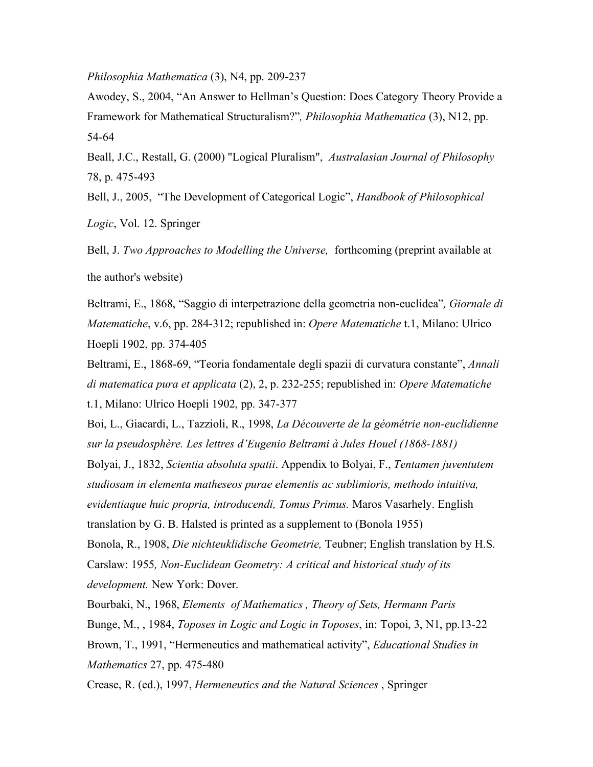*Philosophia Mathematica* (3), N4, pp. 209-237

Awodey, S., 2004, “An Answer to Hellman’s Question: Does Category Theory Provide a Framework for Mathematical Structuralism?”*, Philosophia Mathematica* (3), N12, pp. 54-64

Beall, J.C., Restall, G. (2000) "Logical Pluralism", *Australasian Journal of Philosophy* 78, p. 475-493

Bell, J., 2005, “The Development of Categorical Logic”, *Handbook of Philosophical Logic*, Vol. 12. Springer

Bell, J. *Two Approaches to Modelling the Universe,* forthcoming (preprint available at the author's website)

Beltrami, E., 1868, “Saggio di interpetrazione della geometria non-euclidea”*, Giornale di Matematiche*, v.6, pp. 284-312; republished in: *Opere Matematiche* t.1, Milano: Ulrico Hoepli 1902, pp. 374-405

Beltrami, E., 1868-69, “Teoria fondamentale degli spazii di curvatura constante”, *Annali di matematica pura et applicata* (2), 2, p. 232-255; republished in: *Opere Matematiche* t.1, Milano: Ulrico Hoepli 1902, pp. 347-377

Boi, L., Giacardi, L., Tazzioli, R., 1998, *La Découverte de la géométrie non-euclidienne sur la pseudosphère. Les lettres d’Eugenio Beltrami à Jules Houel (1868-1881)*

Bolyai, J., 1832, *Scientia absoluta spatii*. Appendix to Bolyai, F., *Tentamen juventutem studiosam in elementa matheseos purae elementis ac sublimioris, methodo intuitiva, evidentiaque huic propria, introducendi, Tomus Primus.* Maros Vasarhely. English translation by G. B. Halsted is printed as a supplement to (Bonola 1955)

Bonola, R., 1908, *Die nichteuklidische Geometrie,* Teubner; English translation by H.S. Carslaw: 1955*, Non-Euclidean Geometry: A critical and historical study of its development.* New York: Dover.

Bourbaki, N., 1968, *Elements of Mathematics , Theory of Sets, Hermann Paris*

Bunge, M., , 1984, *Toposes in Logic and Logic in Toposes*, in: Topoi, 3, N1, pp.13-22

Brown, T., 1991, “Hermeneutics and mathematical activity”, *Educational Studies in Mathematics* 27, pp. 475-480

Crease, R. (ed.), 1997, *Hermeneutics and the Natural Sciences* , Springer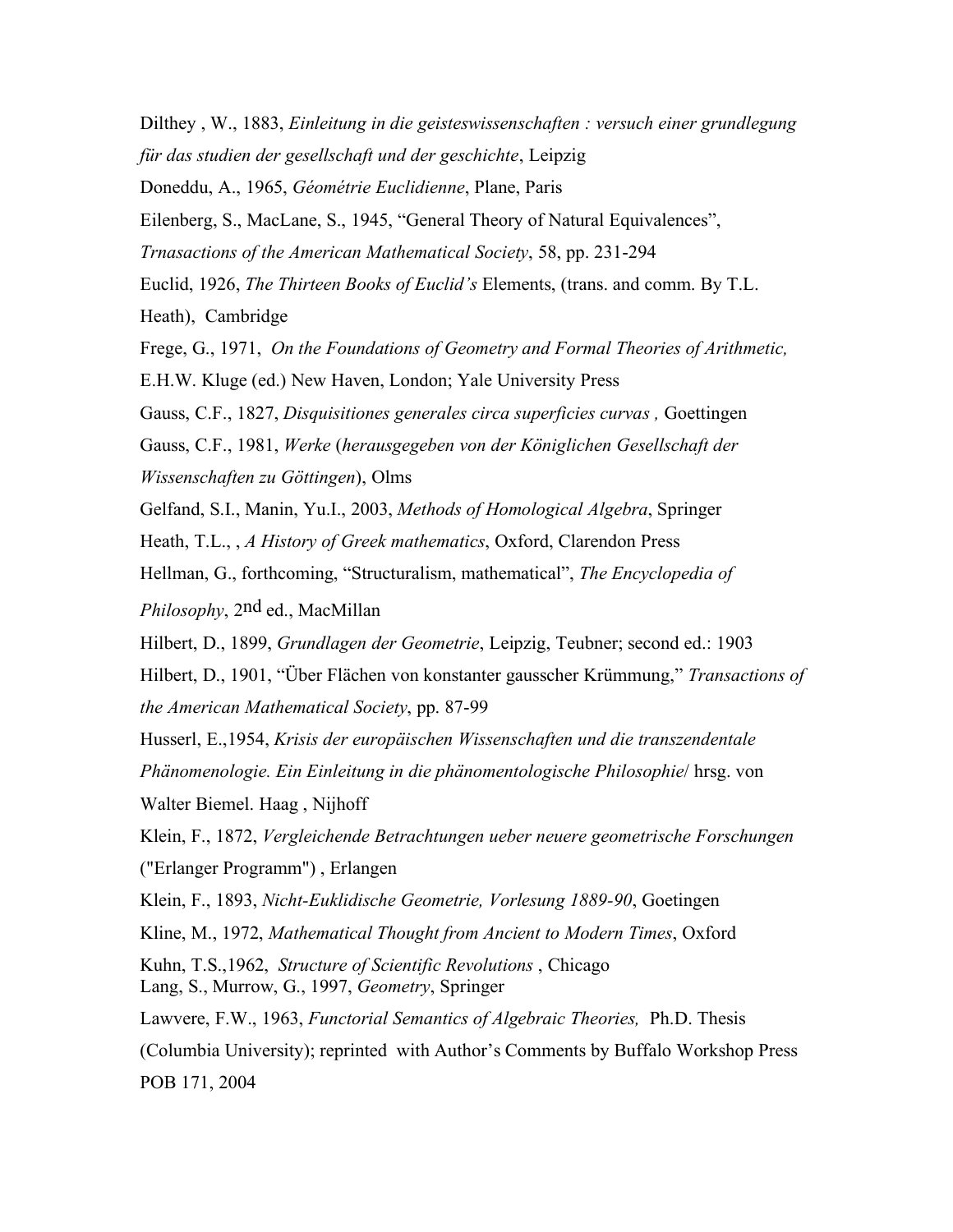Dilthey , W., 1883, *Einleitung in die geisteswissenschaften : versuch einer grundlegung für das studien der gesellschaft und der geschichte*, Leipzig

Doneddu, A., 1965, *Géométrie Euclidienne*, Plane, Paris

Eilenberg, S., MacLane, S., 1945, "General Theory of Natural Equivalences", *Trnasactions of the American Mathematical Society*, 58, pp. 231-294

Euclid, 1926, *The Thirteen Books of Euclid's* Elements, (trans. and comm. By T.L. Heath), Cambridge

Frege, G., 1971, *On the Foundations of Geometry and Formal Theories of Arithmetic,* E.H.W. Kluge (ed.) New Haven, London; Yale University Press

Gauss, C.F., 1827, *Disquisitiones generales circa superficies curvas ,* Goettingen

Gauss, C.F., 1981, *Werke* (*herausgegeben von der Königlichen Gesellschaft der Wissenschaften zu Göttingen*), Olms

Gelfand, S.I., Manin, Yu.I., 2003, *Methods of Homological Algebra*, Springer

Heath, T.L., , *A History of Greek mathematics*, Oxford, Clarendon Press

Hellman, G., forthcoming, "Structuralism, mathematical", *The Encyclopedia of Philosophy*, 2nd ed., MacMillan

Hilbert, D., 1899, *Grundlagen der Geometrie*, Leipzig, Teubner; second ed.: 1903

Hilbert, D., 1901, "Über Flächen von konstanter gausscher Krümmung," *Transactions of the American Mathematical Society*, pp. 87-99

Husserl, E.,1954, *Krisis der europäischen Wissenschaften und die transzendentale Phänomenologie. Ein Einleitung in die phänomentologische Philosophie*/ hrsg. von Walter Biemel. Haag , Nijhoff

Klein, F., 1872, *Vergleichende Betrachtungen ueber neuere geometrische Forschungen* ("Erlanger Programm") , Erlangen

Klein, F., 1893, *Nicht-Euklidische Geometrie, Vorlesung 1889-90*, Goetingen

Kline, M., 1972, *Mathematical Thought from Ancient to Modern Times*, Oxford

Kuhn, T.S.,1962, *Structure of Scientific Revolutions* , Chicago

Lang, S., Murrow, G., 1997, *Geometry*, Springer

Lawvere, F.W., 1963, *Functorial Semantics of Algebraic Theories,* Ph.D. Thesis (Columbia University); reprinted with Author's Comments by Buffalo Workshop Press POB 171, 2004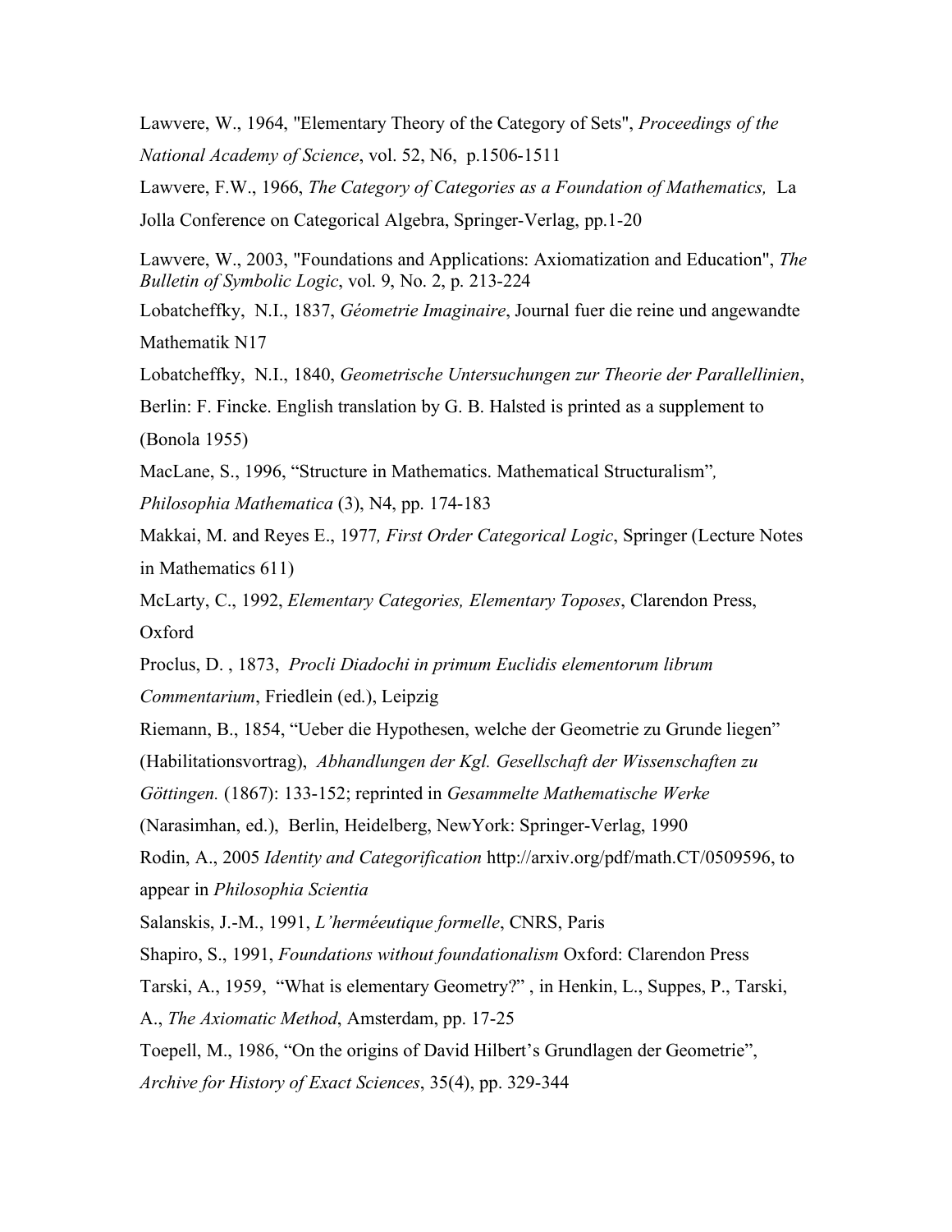Lawvere, W., 1964, "Elementary Theory of the Category of Sets", *Proceedings of the National Academy of Science*, vol. 52, N6, p.1506-1511

Lawvere, F.W., 1966, *The Category of Categories as a Foundation of Mathematics,* La Jolla Conference on Categorical Algebra, Springer-Verlag, pp.1-20

Lawvere, W., 2003, "Foundations and Applications: Axiomatization and Education", *The Bulletin of Symbolic Logic*, vol. 9, No. 2, p. 213-224

Lobatcheffky, N.I., 1837, *Géometrie Imaginaire*, Journal fuer die reine und angewandte Mathematik N17

Lobatcheffky, N.I., 1840, *Geometrische Untersuchungen zur Theorie der Parallellinien*, Berlin: F. Fincke. English translation by G. B. Halsted is printed as a supplement to (Bonola 1955)

MacLane, S., 1996, "Structure in Mathematics. Mathematical Structuralism"*, Philosophia Mathematica* (3), N4, pp. 174-183

Makkai, M. and Reyes E., 1977*, First Order Categorical Logic*, Springer (Lecture Notes in Mathematics 611)

McLarty, C., 1992, *Elementary Categories, Elementary Toposes*, Clarendon Press, Oxford

Proclus, D. , 1873, *Procli Diadochi in primum Euclidis elementorum librum Commentarium*, Friedlein (ed.), Leipzig

Riemann, B., 1854, "Ueber die Hypothesen, welche der Geometrie zu Grunde liegen" (Habilitationsvortrag), *Abhandlungen der Kgl. Gesellschaft der Wissenschaften zu Göttingen.* (1867): 133-152; reprinted in *Gesammelte Mathematische Werke* (Narasimhan, ed.), Berlin, Heidelberg, NewYork: Springer-Verlag, 1990

Rodin, A., 2005 *Identity and Categorification* http://arxiv.org/pdf/math.CT/0509596, to appear in *Philosophia Scientia*

Salanskis, J.-M., 1991, *L'herméeutique formelle*, CNRS, Paris

Shapiro, S., 1991, *Foundations without foundationalism* Oxford: Clarendon Press

Tarski, A., 1959, "What is elementary Geometry?" , in Henkin, L., Suppes, P., Tarski, A., *The Axiomatic Method*, Amsterdam, pp. 17-25

Toepell, M., 1986, "On the origins of David Hilbert's Grundlagen der Geometrie", *Archive for History of Exact Sciences*, 35(4), pp. 329-344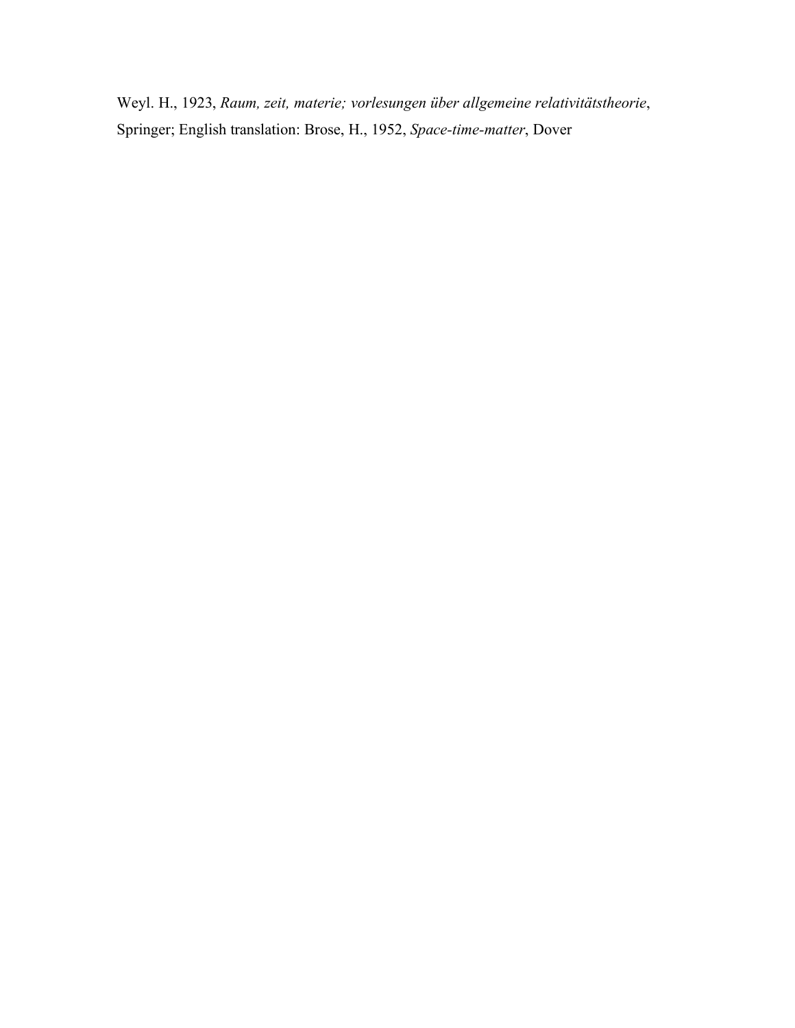Weyl. H., 1923, *Raum, zeit, materie; vorlesungen über allgemeine relativitätstheorie*, Springer; English translation: Brose, H., 1952, *Space-time-matter*, Dover